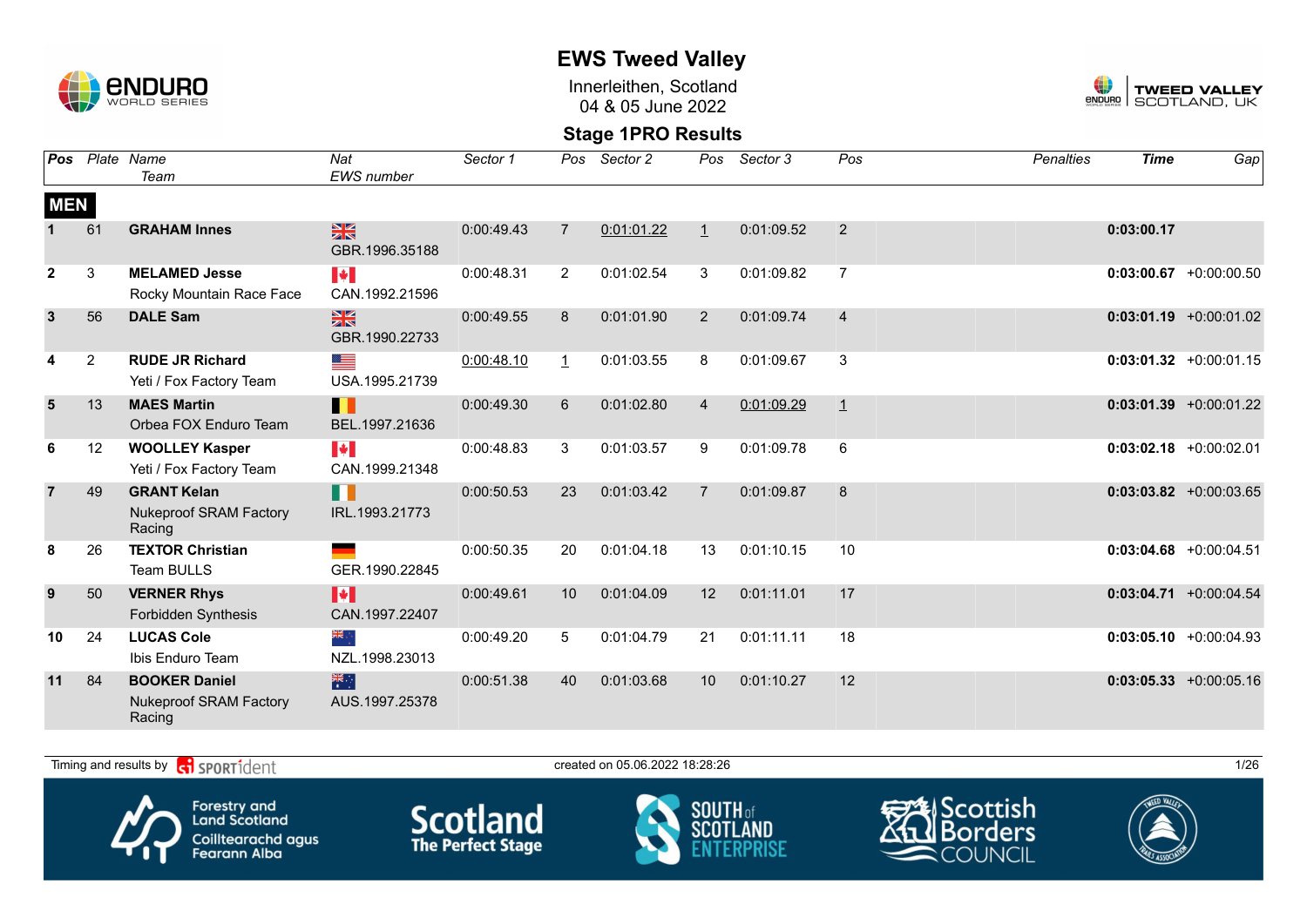# EWS Tweed Valley

Innerleithen, Scotland
04 & 05 June 2022

## Stage 1PRO Results

| Pos | Plate | Name / Team | Nat / EWS number | Sector 1 | Pos | Sector 2 | Pos | Sector 3 | Pos | Penalties | Time | Gap |
|---|---|---|---|---|---|---|---|---|---|---|---|---|
| **MEN** | | | | | | | | | | | | |
| 1 | 61 | **GRAHAM Innes** | GBR.1996.35188 | 0:00:49.43 | 7 | 0:01:01.22 | 1 | 0:01:09.52 | 2 | | **0:03:00.17** | |
| 2 | 3 | **MELAMED Jesse** Rocky Mountain Race Face | CAN.1992.21596 | 0:00:48.31 | 2 | 0:01:02.54 | 3 | 0:01:09.82 | 7 | | **0:03:00.67** | +0:00:00.50 |
| 3 | 56 | **DALE Sam** | GBR.1990.22733 | 0:00:49.55 | 8 | 0:01:01.90 | 2 | 0:01:09.74 | 4 | | **0:03:01.19** | +0:00:01.02 |
| 4 | 2 | **RUDE JR Richard** Yeti / Fox Factory Team | USA.1995.21739 | 0:00:48.10 | 1 | 0:01:03.55 | 8 | 0:01:09.67 | 3 | | **0:03:01.32** | +0:00:01.15 |
| 5 | 13 | **MAES Martin** Orbea FOX Enduro Team | BEL.1997.21636 | 0:00:49.30 | 6 | 0:01:02.80 | 4 | 0:01:09.29 | 1 | | **0:03:01.39** | +0:00:01.22 |
| 6 | 12 | **WOOLLEY Kasper** Yeti / Fox Factory Team | CAN.1999.21348 | 0:00:48.83 | 3 | 0:01:03.57 | 9 | 0:01:09.78 | 6 | | **0:03:02.18** | +0:00:02.01 |
| 7 | 49 | **GRANT Kelan** Nukeproof SRAM Factory Racing | IRL.1993.21773 | 0:00:50.53 | 23 | 0:01:03.42 | 7 | 0:01:09.87 | 8 | | **0:03:03.82** | +0:00:03.65 |
| 8 | 26 | **TEXTOR Christian** Team BULLS | GER.1990.22845 | 0:00:50.35 | 20 | 0:01:04.18 | 13 | 0:01:10.15 | 10 | | **0:03:04.68** | +0:00:04.51 |
| 9 | 50 | **VERNER Rhys** Forbidden Synthesis | CAN.1997.22407 | 0:00:49.61 | 10 | 0:01:04.09 | 12 | 0:01:11.01 | 17 | | **0:03:04.71** | +0:00:04.54 |
| 10 | 24 | **LUCAS Cole** Ibis Enduro Team | NZL.1998.23013 | 0:00:49.20 | 5 | 0:01:04.79 | 21 | 0:01:11.11 | 18 | | **0:03:05.10** | +0:00:04.93 |
| 11 | 84 | **BOOKER Daniel** Nukeproof SRAM Factory Racing | AUS.1997.25378 | 0:00:51.38 | 40 | 0:01:03.68 | 10 | 0:01:10.27 | 12 | | **0:03:05.33** | +0:00:05.16 |

Timing and results by SPORTident — created on 05.06.2022 18:28:26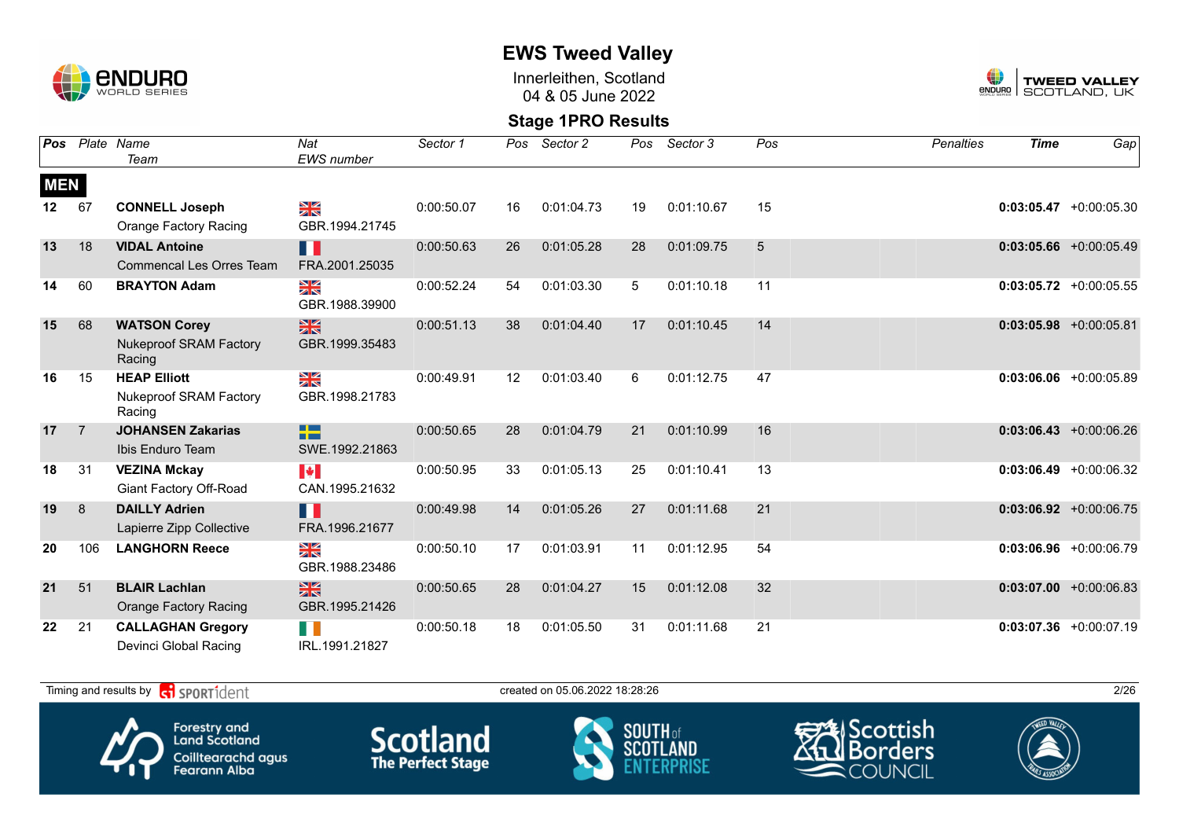# EWS Tweed Valley

Innerleithen, Scotland
04 & 05 June 2022

## Stage 1PRO Results

| Pos | Plate | Name / Team | Nat / EWS number | Sector 1 | Pos | Sector 2 | Pos | Sector 3 | Pos | Penalties | Time | Gap |
|---|---|---|---|---|---|---|---|---|---|---|---|---|
| **MEN** | | | | | | | | | | | | |
| 12 | 67 | **CONNELL Joseph** Orange Factory Racing | GBR.1994.21745 | 0:00:50.07 | 16 | 0:01:04.73 | 19 | 0:01:10.67 | 15 | | **0:03:05.47** | +0:00:05.30 |
| 13 | 18 | **VIDAL Antoine** Commencal Les Orres Team | FRA.2001.25035 | 0:00:50.63 | 26 | 0:01:05.28 | 28 | 0:01:09.75 | 5 | | **0:03:05.66** | +0:00:05.49 |
| 14 | 60 | **BRAYTON Adam** | GBR.1988.39900 | 0:00:52.24 | 54 | 0:01:03.30 | 5 | 0:01:10.18 | 11 | | **0:03:05.72** | +0:00:05.55 |
| 15 | 68 | **WATSON Corey** Nukeproof SRAM Factory Racing | GBR.1999.35483 | 0:00:51.13 | 38 | 0:01:04.40 | 17 | 0:01:10.45 | 14 | | **0:03:05.98** | +0:00:05.81 |
| 16 | 15 | **HEAP Elliott** Nukeproof SRAM Factory Racing | GBR.1998.21783 | 0:00:49.91 | 12 | 0:01:03.40 | 6 | 0:01:12.75 | 47 | | **0:03:06.06** | +0:00:05.89 |
| 17 | 7 | **JOHANSEN Zakarias** Ibis Enduro Team | SWE.1992.21863 | 0:00:50.65 | 28 | 0:01:04.79 | 21 | 0:01:10.99 | 16 | | **0:03:06.43** | +0:00:06.26 |
| 18 | 31 | **VEZINA Mckay** Giant Factory Off-Road | CAN.1995.21632 | 0:00:50.95 | 33 | 0:01:05.13 | 25 | 0:01:10.41 | 13 | | **0:03:06.49** | +0:00:06.32 |
| 19 | 8 | **DAILLY Adrien** Lapierre Zipp Collective | FRA.1996.21677 | 0:00:49.98 | 14 | 0:01:05.26 | 27 | 0:01:11.68 | 21 | | **0:03:06.92** | +0:00:06.75 |
| 20 | 106 | **LANGHORN Reece** | GBR.1988.23486 | 0:00:50.10 | 17 | 0:01:03.91 | 11 | 0:01:12.95 | 54 | | **0:03:06.96** | +0:00:06.79 |
| 21 | 51 | **BLAIR Lachlan** Orange Factory Racing | GBR.1995.21426 | 0:00:50.65 | 28 | 0:01:04.27 | 15 | 0:01:12.08 | 32 | | **0:03:07.00** | +0:00:06.83 |
| 22 | 21 | **CALLAGHAN Gregory** Devinci Global Racing | IRL.1991.21827 | 0:00:50.18 | 18 | 0:01:05.50 | 31 | 0:01:11.68 | 21 | | **0:03:07.36** | +0:00:07.19 |

Timing and results by SPORTident

created on 05.06.2022 18:28:26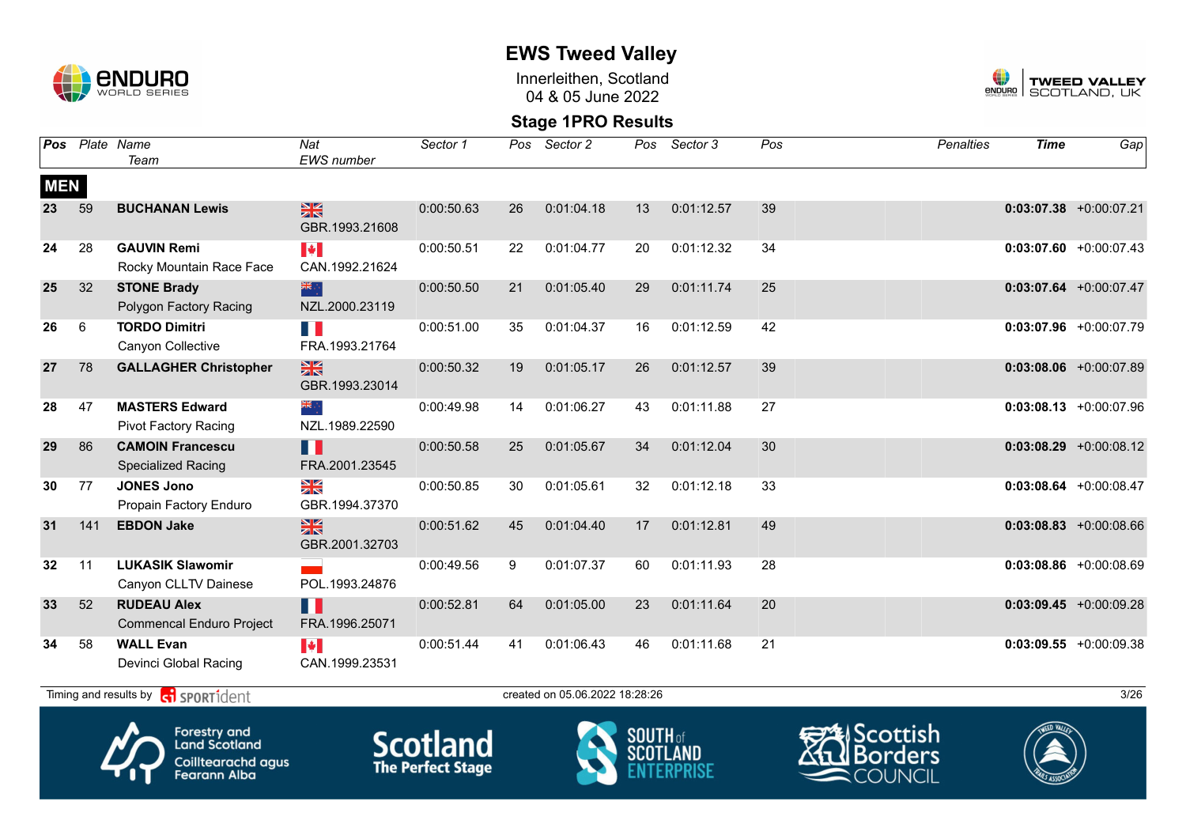# EWS Tweed Valley

Innerleithen, Scotland
04 & 05 June 2022

## Stage 1PRO Results

| Pos | Plate | Name / Team | Nat / EWS number | Sector 1 | Pos | Sector 2 | Pos | Sector 3 | Pos | Penalties | Time | Gap |
|---|---|---|---|---|---|---|---|---|---|---|---|---|
| **MEN** | | | | | | | | | | | | |
| **23** | 59 | **BUCHANAN Lewis** | GBR.1993.21608 | 0:00:50.63 | 26 | 0:01:04.18 | 13 | 0:01:12.57 | 39 | | **0:03:07.38** | +0:00:07.21 |
| **24** | 28 | **GAUVIN Remi** Rocky Mountain Race Face | CAN.1992.21624 | 0:00:50.51 | 22 | 0:01:04.77 | 20 | 0:01:12.32 | 34 | | **0:03:07.60** | +0:00:07.43 |
| **25** | 32 | **STONE Brady** Polygon Factory Racing | NZL.2000.23119 | 0:00:50.50 | 21 | 0:01:05.40 | 29 | 0:01:11.74 | 25 | | **0:03:07.64** | +0:00:07.47 |
| **26** | 6 | **TORDO Dimitri** Canyon Collective | FRA.1993.21764 | 0:00:51.00 | 35 | 0:01:04.37 | 16 | 0:01:12.59 | 42 | | **0:03:07.96** | +0:00:07.79 |
| **27** | 78 | **GALLAGHER Christopher** | GBR.1993.23014 | 0:00:50.32 | 19 | 0:01:05.17 | 26 | 0:01:12.57 | 39 | | **0:03:08.06** | +0:00:07.89 |
| **28** | 47 | **MASTERS Edward** Pivot Factory Racing | NZL.1989.22590 | 0:00:49.98 | 14 | 0:01:06.27 | 43 | 0:01:11.88 | 27 | | **0:03:08.13** | +0:00:07.96 |
| **29** | 86 | **CAMOIN Francescu** Specialized Racing | FRA.2001.23545 | 0:00:50.58 | 25 | 0:01:05.67 | 34 | 0:01:12.04 | 30 | | **0:03:08.29** | +0:00:08.12 |
| **30** | 77 | **JONES Jono** Propain Factory Enduro | GBR.1994.37370 | 0:00:50.85 | 30 | 0:01:05.61 | 32 | 0:01:12.18 | 33 | | **0:03:08.64** | +0:00:08.47 |
| **31** | 141 | **EBDON Jake** | GBR.2001.32703 | 0:00:51.62 | 45 | 0:01:04.40 | 17 | 0:01:12.81 | 49 | | **0:03:08.83** | +0:00:08.66 |
| **32** | 11 | **LUKASIK Slawomir** Canyon CLLTV Dainese | POL.1993.24876 | 0:00:49.56 | 9 | 0:01:07.37 | 60 | 0:01:11.93 | 28 | | **0:03:08.86** | +0:00:08.69 |
| **33** | 52 | **RUDEAU Alex** Commencal Enduro Project | FRA.1996.25071 | 0:00:52.81 | 64 | 0:01:05.00 | 23 | 0:01:11.64 | 20 | | **0:03:09.45** | +0:00:09.28 |
| **34** | 58 | **WALL Evan** Devinci Global Racing | CAN.1999.23531 | 0:00:51.44 | 41 | 0:01:06.43 | 46 | 0:01:11.68 | 21 | | **0:03:09.55** | +0:00:09.38 |

Timing and results by SPORTident

created on 05.06.2022 18:28:26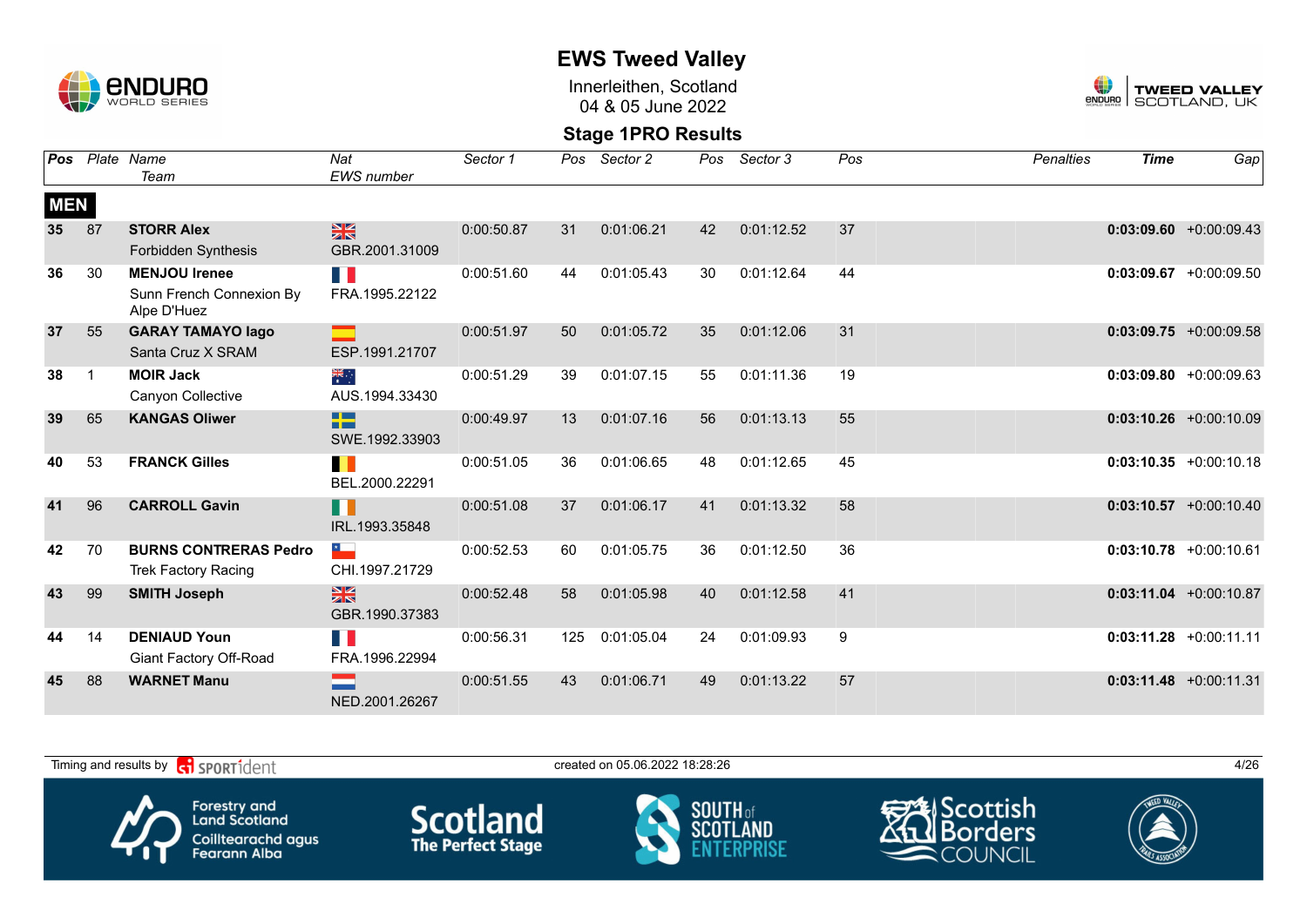# EWS Tweed Valley

Innerleithen, Scotland
04 & 05 June 2022

## Stage 1PRO Results

**MEN**

| Pos | Plate | Name / Team | Nat / EWS number | Sector 1 | Pos | Sector 2 | Pos | Sector 3 | Pos | Penalties | Time | Gap |
|---|---|---|---|---|---|---|---|---|---|---|---|---|
| 35 | 87 | **STORR Alex** Forbidden Synthesis | GBR.2001.31009 | 0:00:50.87 | 31 | 0:01:06.21 | 42 | 0:01:12.52 | 37 | | **0:03:09.60** | +0:00:09.43 |
| 36 | 30 | **MENJOU Irenee** Sunn French Connexion By Alpe D'Huez | FRA.1995.22122 | 0:00:51.60 | 44 | 0:01:05.43 | 30 | 0:01:12.64 | 44 | | **0:03:09.67** | +0:00:09.50 |
| 37 | 55 | **GARAY TAMAYO Iago** Santa Cruz X SRAM | ESP.1991.21707 | 0:00:51.97 | 50 | 0:01:05.72 | 35 | 0:01:12.06 | 31 | | **0:03:09.75** | +0:00:09.58 |
| 38 | 1 | **MOIR Jack** Canyon Collective | AUS.1994.33430 | 0:00:51.29 | 39 | 0:01:07.15 | 55 | 0:01:11.36 | 19 | | **0:03:09.80** | +0:00:09.63 |
| 39 | 65 | **KANGAS Oliwer** | SWE.1992.33903 | 0:00:49.97 | 13 | 0:01:07.16 | 56 | 0:01:13.13 | 55 | | **0:03:10.26** | +0:00:10.09 |
| 40 | 53 | **FRANCK Gilles** | BEL.2000.22291 | 0:00:51.05 | 36 | 0:01:06.65 | 48 | 0:01:12.65 | 45 | | **0:03:10.35** | +0:00:10.18 |
| 41 | 96 | **CARROLL Gavin** | IRL.1993.35848 | 0:00:51.08 | 37 | 0:01:06.17 | 41 | 0:01:13.32 | 58 | | **0:03:10.57** | +0:00:10.40 |
| 42 | 70 | **BURNS CONTRERAS Pedro** Trek Factory Racing | CHI.1997.21729 | 0:00:52.53 | 60 | 0:01:05.75 | 36 | 0:01:12.50 | 36 | | **0:03:10.78** | +0:00:10.61 |
| 43 | 99 | **SMITH Joseph** | GBR.1990.37383 | 0:00:52.48 | 58 | 0:01:05.98 | 40 | 0:01:12.58 | 41 | | **0:03:11.04** | +0:00:10.87 |
| 44 | 14 | **DENIAUD Youn** Giant Factory Off-Road | FRA.1996.22994 | 0:00:56.31 | 125 | 0:01:05.04 | 24 | 0:01:09.93 | 9 | | **0:03:11.28** | +0:00:11.11 |
| 45 | 88 | **WARNET Manu** | NED.2001.26267 | 0:00:51.55 | 43 | 0:01:06.71 | 49 | 0:01:13.22 | 57 | | **0:03:11.48** | +0:00:11.31 |

Timing and results by SPORTident

created on 05.06.2022 18:28:26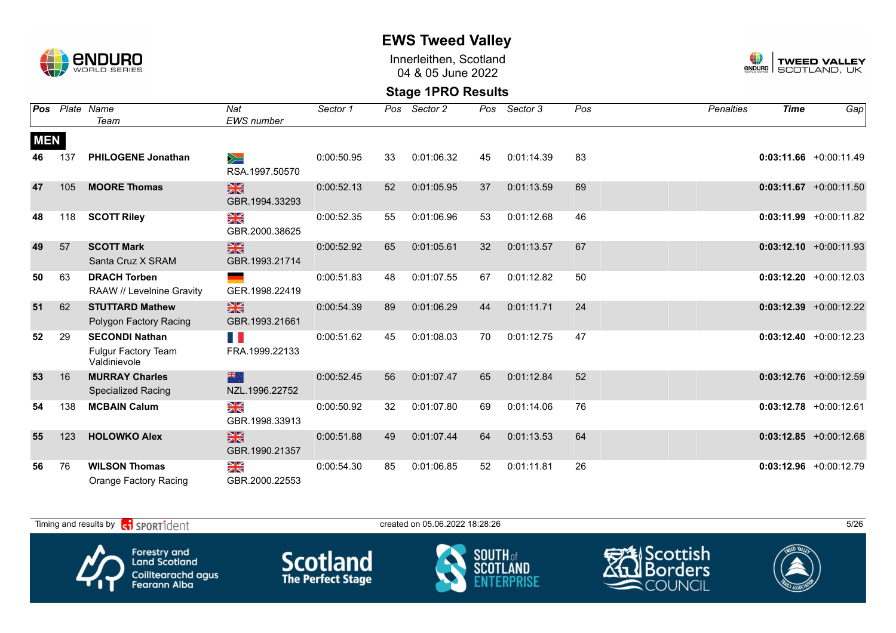# EWS Tweed Valley

Innerleithen, Scotland
04 & 05 June 2022

## Stage 1PRO Results

| Pos | Plate | Name / Team | Nat / EWS number | Sector 1 | Pos | Sector 2 | Pos | Sector 3 | Pos | Penalties | Time | Gap |
|---|---|---|---|---|---|---|---|---|---|---|---|---|
| **MEN** | | | | | | | | | | | | |
| 46 | 137 | **PHILOGENE Jonathan** | RSA.1997.50570 | 0:00:50.95 | 33 | 0:01:06.32 | 45 | 0:01:14.39 | 83 | | **0:03:11.66** | +0:00:11.49 |
| 47 | 105 | **MOORE Thomas** | GBR.1994.33293 | 0:00:52.13 | 52 | 0:01:05.95 | 37 | 0:01:13.59 | 69 | | **0:03:11.67** | +0:00:11.50 |
| 48 | 118 | **SCOTT Riley** | GBR.2000.38625 | 0:00:52.35 | 55 | 0:01:06.96 | 53 | 0:01:12.68 | 46 | | **0:03:11.99** | +0:00:11.82 |
| 49 | 57 | **SCOTT Mark** Santa Cruz X SRAM | GBR.1993.21714 | 0:00:52.92 | 65 | 0:01:05.61 | 32 | 0:01:13.57 | 67 | | **0:03:12.10** | +0:00:11.93 |
| 50 | 63 | **DRACH Torben** RAAW // Levelnine Gravity | GER.1998.22419 | 0:00:51.83 | 48 | 0:01:07.55 | 67 | 0:01:12.82 | 50 | | **0:03:12.20** | +0:00:12.03 |
| 51 | 62 | **STUTTARD Mathew** Polygon Factory Racing | GBR.1993.21661 | 0:00:54.39 | 89 | 0:01:06.29 | 44 | 0:01:11.71 | 24 | | **0:03:12.39** | +0:00:12.22 |
| 52 | 29 | **SECONDI Nathan** Fulgur Factory Team Valdinievole | FRA.1999.22133 | 0:00:51.62 | 45 | 0:01:08.03 | 70 | 0:01:12.75 | 47 | | **0:03:12.40** | +0:00:12.23 |
| 53 | 16 | **MURRAY Charles** Specialized Racing | NZL.1996.22752 | 0:00:52.45 | 56 | 0:01:07.47 | 65 | 0:01:12.84 | 52 | | **0:03:12.76** | +0:00:12.59 |
| 54 | 138 | **MCBAIN Calum** | GBR.1998.33913 | 0:00:50.92 | 32 | 0:01:07.80 | 69 | 0:01:14.06 | 76 | | **0:03:12.78** | +0:00:12.61 |
| 55 | 123 | **HOLOWKO Alex** | GBR.1990.21357 | 0:00:51.88 | 49 | 0:01:07.44 | 64 | 0:01:13.53 | 64 | | **0:03:12.85** | +0:00:12.68 |
| 56 | 76 | **WILSON Thomas** Orange Factory Racing | GBR.2000.22553 | 0:00:54.30 | 85 | 0:01:06.85 | 52 | 0:01:11.81 | 26 | | **0:03:12.96** | +0:00:12.79 |

Timing and results by SPORTident — created on 05.06.2022 18:28:26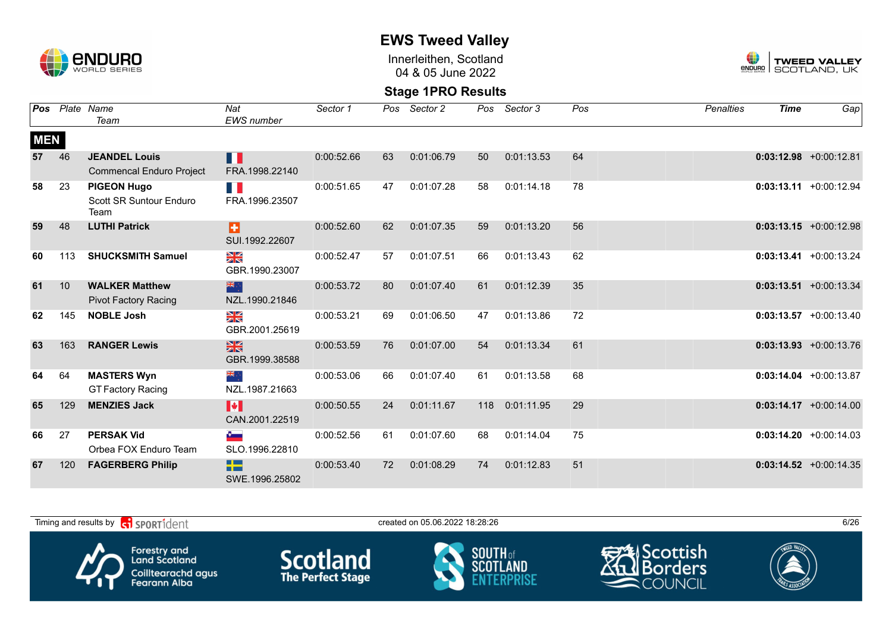# EWS Tweed Valley

Innerleithen, Scotland
04 & 05 June 2022

## Stage 1PRO Results

| Pos | Plate | Name / Team | Nat / EWS number | Sector 1 | Pos | Sector 2 | Pos | Sector 3 | Pos | Penalties | Time | Gap |
|---|---|---|---|---|---|---|---|---|---|---|---|---|
| **MEN** | | | | | | | | | | | | |
| 57 | 46 | **JEANDEL Louis** Commencal Enduro Project | FRA.1998.22140 | 0:00:52.66 | 63 | 0:01:06.79 | 50 | 0:01:13.53 | 64 | | **0:03:12.98** | +0:00:12.81 |
| 58 | 23 | **PIGEON Hugo** Scott SR Suntour Enduro Team | FRA.1996.23507 | 0:00:51.65 | 47 | 0:01:07.28 | 58 | 0:01:14.18 | 78 | | **0:03:13.11** | +0:00:12.94 |
| 59 | 48 | **LUTHI Patrick** | SUI.1992.22607 | 0:00:52.60 | 62 | 0:01:07.35 | 59 | 0:01:13.20 | 56 | | **0:03:13.15** | +0:00:12.98 |
| 60 | 113 | **SHUCKSMITH Samuel** | GBR.1990.23007 | 0:00:52.47 | 57 | 0:01:07.51 | 66 | 0:01:13.43 | 62 | | **0:03:13.41** | +0:00:13.24 |
| 61 | 10 | **WALKER Matthew** Pivot Factory Racing | NZL.1990.21846 | 0:00:53.72 | 80 | 0:01:07.40 | 61 | 0:01:12.39 | 35 | | **0:03:13.51** | +0:00:13.34 |
| 62 | 145 | **NOBLE Josh** | GBR.2001.25619 | 0:00:53.21 | 69 | 0:01:06.50 | 47 | 0:01:13.86 | 72 | | **0:03:13.57** | +0:00:13.40 |
| 63 | 163 | **RANGER Lewis** | GBR.1999.38588 | 0:00:53.59 | 76 | 0:01:07.00 | 54 | 0:01:13.34 | 61 | | **0:03:13.93** | +0:00:13.76 |
| 64 | 64 | **MASTERS Wyn** GT Factory Racing | NZL.1987.21663 | 0:00:53.06 | 66 | 0:01:07.40 | 61 | 0:01:13.58 | 68 | | **0:03:14.04** | +0:00:13.87 |
| 65 | 129 | **MENZIES Jack** | CAN.2001.22519 | 0:00:50.55 | 24 | 0:01:11.67 | 118 | 0:01:11.95 | 29 | | **0:03:14.17** | +0:00:14.00 |
| 66 | 27 | **PERSAK Vid** Orbea FOX Enduro Team | SLO.1996.22810 | 0:00:52.56 | 61 | 0:01:07.60 | 68 | 0:01:14.04 | 75 | | **0:03:14.20** | +0:00:14.03 |
| 67 | 120 | **FAGERBERG Philip** | SWE.1996.25802 | 0:00:53.40 | 72 | 0:01:08.29 | 74 | 0:01:12.83 | 51 | | **0:03:14.52** | +0:00:14.35 |

Timing and results by SPORTident

created on 05.06.2022 18:28:26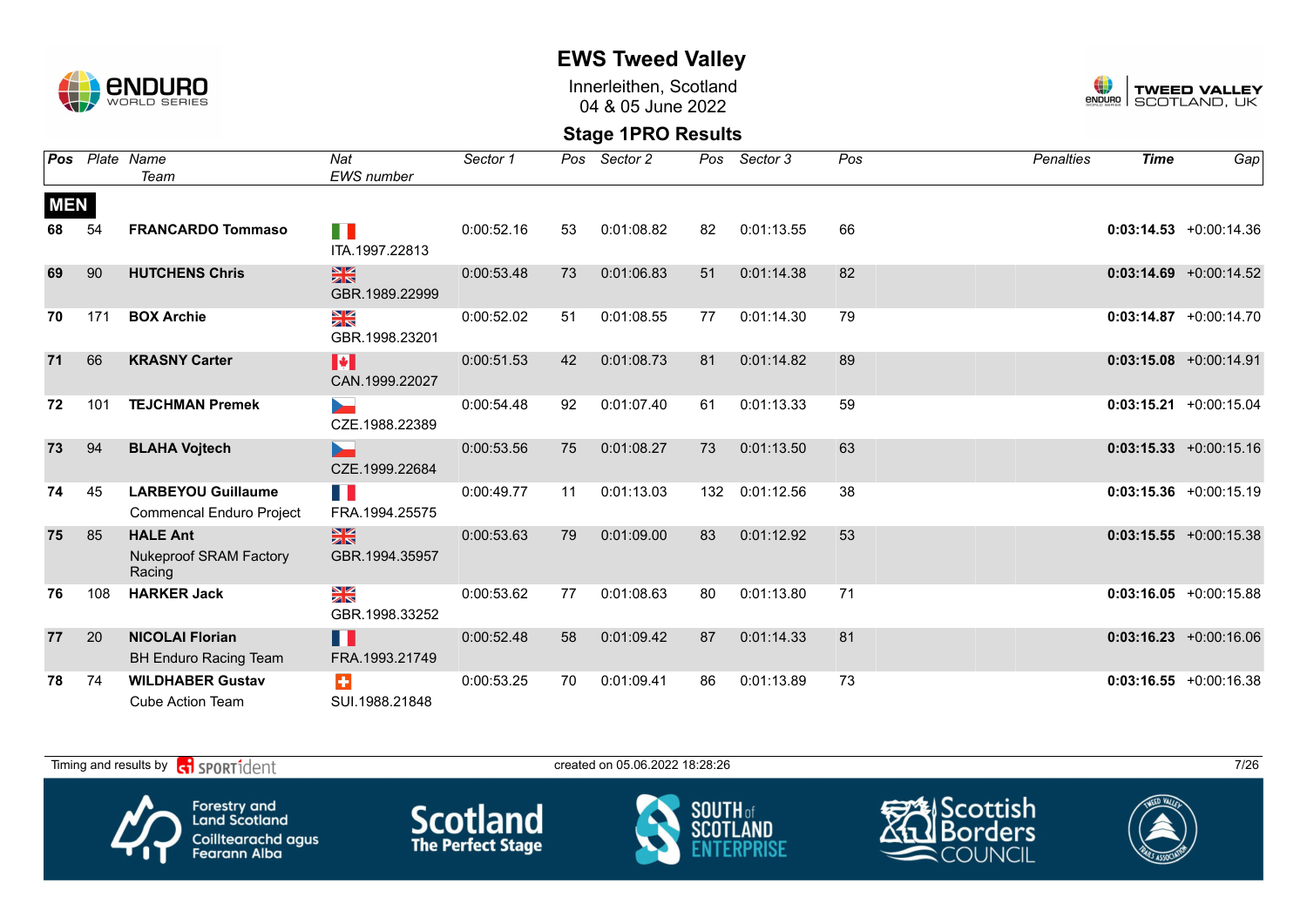# EWS Tweed Valley

Innerleithen, Scotland
04 & 05 June 2022

## Stage 1PRO Results

| Pos | Plate | Name / Team | Nat / EWS number | Sector 1 | Pos | Sector 2 | Pos | Sector 3 | Pos | Penalties | Time | Gap |
|---|---|---|---|---|---|---|---|---|---|---|---|---|
| **MEN** | | | | | | | | | | | | |
| 68 | 54 | **FRANCARDO Tommaso** | ITA.1997.22813 | 0:00:52.16 | 53 | 0:01:08.82 | 82 | 0:01:13.55 | 66 | | **0:03:14.53** | +0:00:14.36 |
| 69 | 90 | **HUTCHENS Chris** | GBR.1989.22999 | 0:00:53.48 | 73 | 0:01:06.83 | 51 | 0:01:14.38 | 82 | | **0:03:14.69** | +0:00:14.52 |
| 70 | 171 | **BOX Archie** | GBR.1998.23201 | 0:00:52.02 | 51 | 0:01:08.55 | 77 | 0:01:14.30 | 79 | | **0:03:14.87** | +0:00:14.70 |
| 71 | 66 | **KRASNY Carter** | CAN.1999.22027 | 0:00:51.53 | 42 | 0:01:08.73 | 81 | 0:01:14.82 | 89 | | **0:03:15.08** | +0:00:14.91 |
| 72 | 101 | **TEJCHMAN Premek** | CZE.1988.22389 | 0:00:54.48 | 92 | 0:01:07.40 | 61 | 0:01:13.33 | 59 | | **0:03:15.21** | +0:00:15.04 |
| 73 | 94 | **BLAHA Vojtech** | CZE.1999.22684 | 0:00:53.56 | 75 | 0:01:08.27 | 73 | 0:01:13.50 | 63 | | **0:03:15.33** | +0:00:15.16 |
| 74 | 45 | **LARBEYOU Guillaume** Commencal Enduro Project | FRA.1994.25575 | 0:00:49.77 | 11 | 0:01:13.03 | 132 | 0:01:12.56 | 38 | | **0:03:15.36** | +0:00:15.19 |
| 75 | 85 | **HALE Ant** Nukeproof SRAM Factory Racing | GBR.1994.35957 | 0:00:53.63 | 79 | 0:01:09.00 | 83 | 0:01:12.92 | 53 | | **0:03:15.55** | +0:00:15.38 |
| 76 | 108 | **HARKER Jack** | GBR.1998.33252 | 0:00:53.62 | 77 | 0:01:08.63 | 80 | 0:01:13.80 | 71 | | **0:03:16.05** | +0:00:15.88 |
| 77 | 20 | **NICOLAI Florian** BH Enduro Racing Team | FRA.1993.21749 | 0:00:52.48 | 58 | 0:01:09.42 | 87 | 0:01:14.33 | 81 | | **0:03:16.23** | +0:00:16.06 |
| 78 | 74 | **WILDHABER Gustav** Cube Action Team | SUI.1988.21848 | 0:00:53.25 | 70 | 0:01:09.41 | 86 | 0:01:13.89 | 73 | | **0:03:16.55** | +0:00:16.38 |

Timing and results by SPORTident — created on 05.06.2022 18:28:26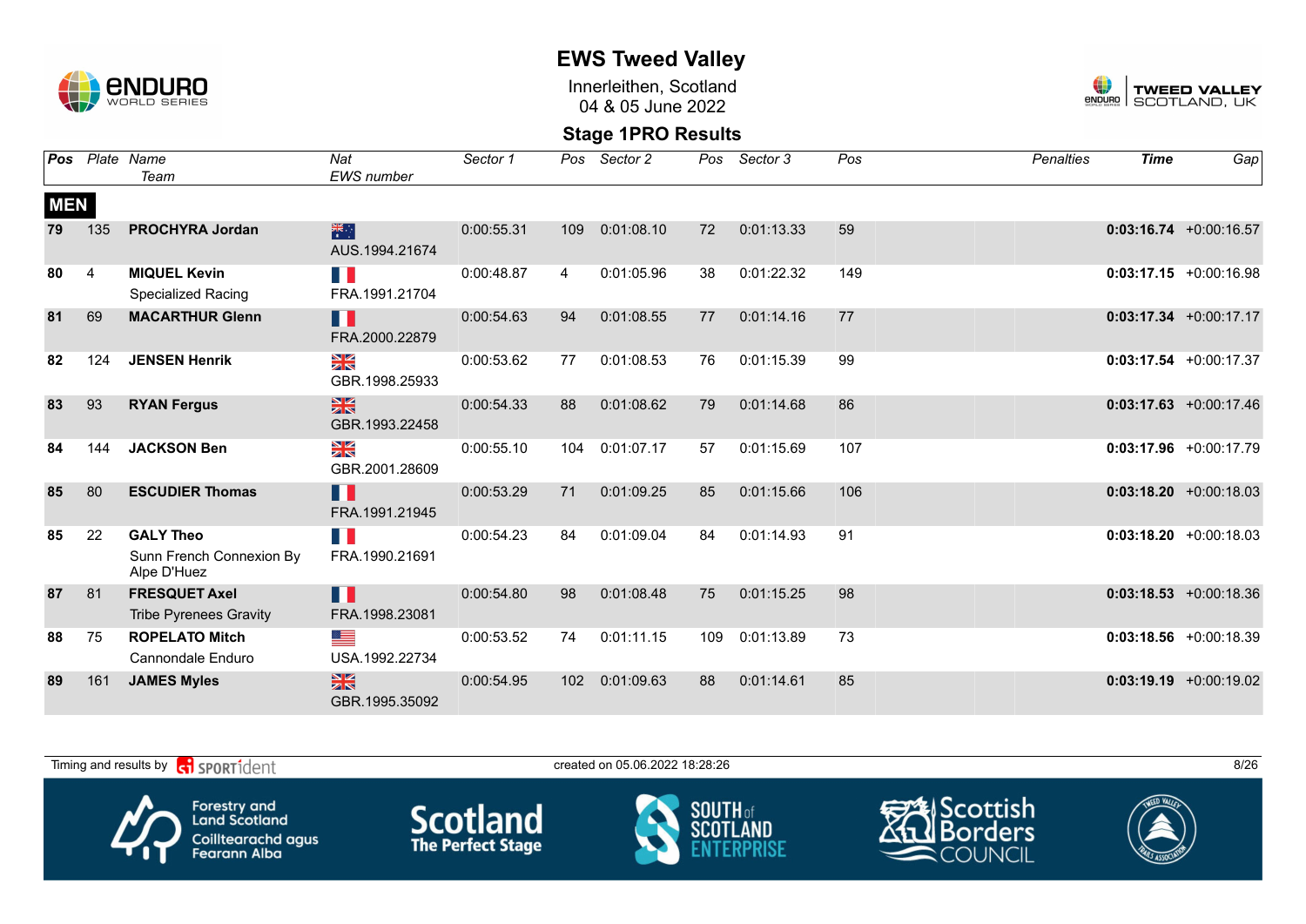# EWS Tweed Valley

Innerleithen, Scotland
04 & 05 June 2022

## Stage 1PRO Results

| Pos | Plate | Name / Team | Nat / EWS number | Sector 1 | Pos | Sector 2 | Pos | Sector 3 | Pos | Penalties | Time | Gap |
|---|---|---|---|---|---|---|---|---|---|---|---|---|
| **MEN** | | | | | | | | | | | | |
| 79 | 135 | **PROCHYRA Jordan** | AUS.1994.21674 | 0:00:55.31 | 109 | 0:01:08.10 | 72 | 0:01:13.33 | 59 | | **0:03:16.74** | +0:00:16.57 |
| 80 | 4 | **MIQUEL Kevin** Specialized Racing | FRA.1991.21704 | 0:00:48.87 | 4 | 0:01:05.96 | 38 | 0:01:22.32 | 149 | | **0:03:17.15** | +0:00:16.98 |
| 81 | 69 | **MACARTHUR Glenn** | FRA.2000.22879 | 0:00:54.63 | 94 | 0:01:08.55 | 77 | 0:01:14.16 | 77 | | **0:03:17.34** | +0:00:17.17 |
| 82 | 124 | **JENSEN Henrik** | GBR.1998.25933 | 0:00:53.62 | 77 | 0:01:08.53 | 76 | 0:01:15.39 | 99 | | **0:03:17.54** | +0:00:17.37 |
| 83 | 93 | **RYAN Fergus** | GBR.1993.22458 | 0:00:54.33 | 88 | 0:01:08.62 | 79 | 0:01:14.68 | 86 | | **0:03:17.63** | +0:00:17.46 |
| 84 | 144 | **JACKSON Ben** | GBR.2001.28609 | 0:00:55.10 | 104 | 0:01:07.17 | 57 | 0:01:15.69 | 107 | | **0:03:17.96** | +0:00:17.79 |
| 85 | 80 | **ESCUDIER Thomas** | FRA.1991.21945 | 0:00:53.29 | 71 | 0:01:09.25 | 85 | 0:01:15.66 | 106 | | **0:03:18.20** | +0:00:18.03 |
| 85 | 22 | **GALY Theo** Sunn French Connexion By Alpe D'Huez | FRA.1990.21691 | 0:00:54.23 | 84 | 0:01:09.04 | 84 | 0:01:14.93 | 91 | | **0:03:18.20** | +0:00:18.03 |
| 87 | 81 | **FRESQUET Axel** Tribe Pyrenees Gravity | FRA.1998.23081 | 0:00:54.80 | 98 | 0:01:08.48 | 75 | 0:01:15.25 | 98 | | **0:03:18.53** | +0:00:18.36 |
| 88 | 75 | **ROPELATO Mitch** Cannondale Enduro | USA.1992.22734 | 0:00:53.52 | 74 | 0:01:11.15 | 109 | 0:01:13.89 | 73 | | **0:03:18.56** | +0:00:18.39 |
| 89 | 161 | **JAMES Myles** | GBR.1995.35092 | 0:00:54.95 | 102 | 0:01:09.63 | 88 | 0:01:14.61 | 85 | | **0:03:19.19** | +0:00:19.02 |

Timing and results by SPORTident — created on 05.06.2022 18:28:26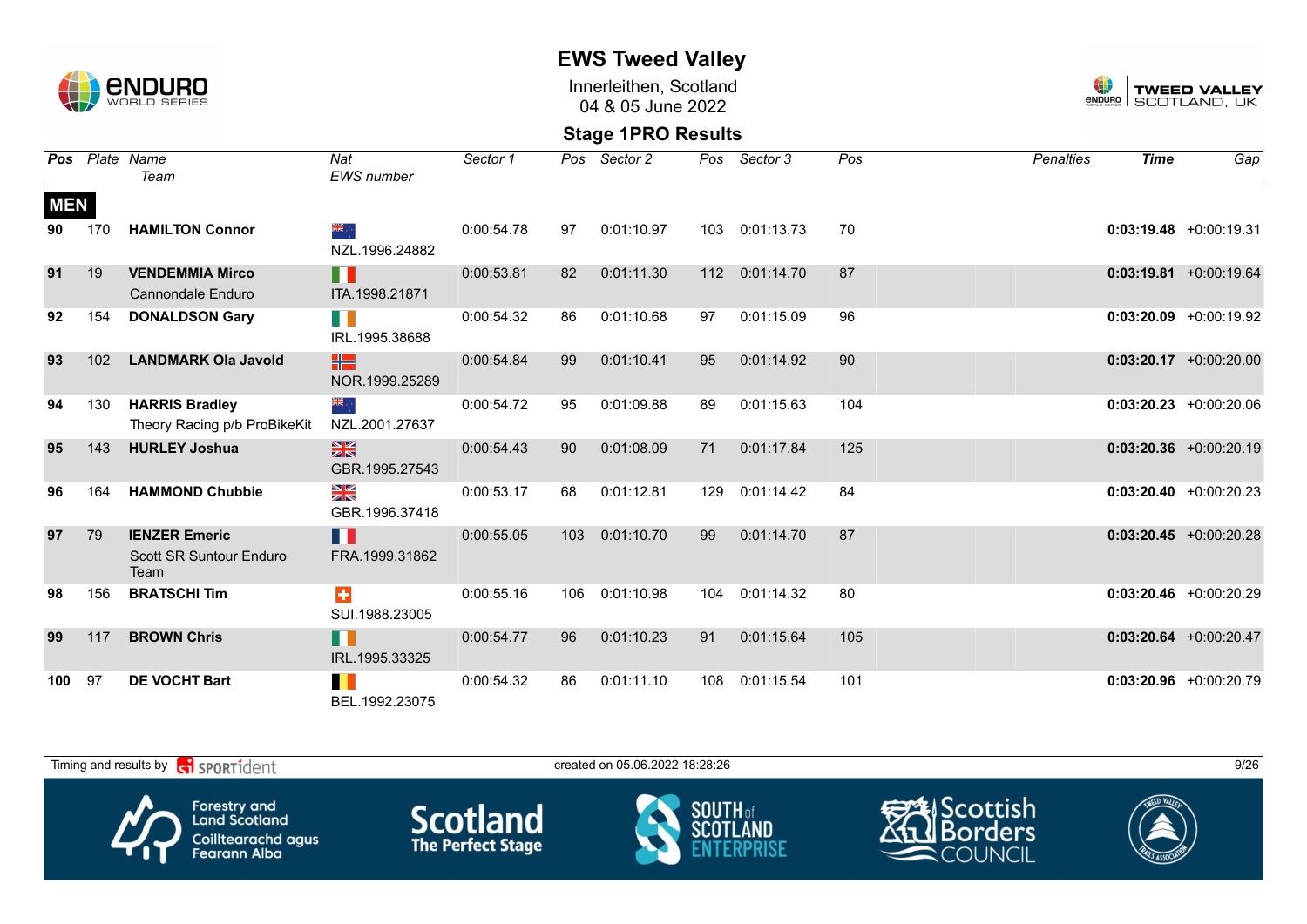# EWS Tweed Valley

Innerleithen, Scotland
04 & 05 June 2022

## Stage 1PRO Results

| Pos | Plate | Name / Team | Nat / EWS number | Sector 1 | Pos | Sector 2 | Pos | Sector 3 | Pos | Penalties | Time | Gap |
|---|---|---|---|---|---|---|---|---|---|---|---|---|
| **MEN** | | | | | | | | | | | | |
| **90** | 170 | **HAMILTON Connor** | NZL.1996.24882 | 0:00:54.78 | 97 | 0:01:10.97 | 103 | 0:01:13.73 | 70 | | **0:03:19.48** | +0:00:19.31 |
| **91** | 19 | **VENDEMMIA Mirco** Cannondale Enduro | ITA.1998.21871 | 0:00:53.81 | 82 | 0:01:11.30 | 112 | 0:01:14.70 | 87 | | **0:03:19.81** | +0:00:19.64 |
| **92** | 154 | **DONALDSON Gary** | IRL.1995.38688 | 0:00:54.32 | 86 | 0:01:10.68 | 97 | 0:01:15.09 | 96 | | **0:03:20.09** | +0:00:19.92 |
| **93** | 102 | **LANDMARK Ola Javold** | NOR.1999.25289 | 0:00:54.84 | 99 | 0:01:10.41 | 95 | 0:01:14.92 | 90 | | **0:03:20.17** | +0:00:20.00 |
| **94** | 130 | **HARRIS Bradley** Theory Racing p/b ProBikeKit | NZL.2001.27637 | 0:00:54.72 | 95 | 0:01:09.88 | 89 | 0:01:15.63 | 104 | | **0:03:20.23** | +0:00:20.06 |
| **95** | 143 | **HURLEY Joshua** | GBR.1995.27543 | 0:00:54.43 | 90 | 0:01:08.09 | 71 | 0:01:17.84 | 125 | | **0:03:20.36** | +0:00:20.19 |
| **96** | 164 | **HAMMOND Chubbie** | GBR.1996.37418 | 0:00:53.17 | 68 | 0:01:12.81 | 129 | 0:01:14.42 | 84 | | **0:03:20.40** | +0:00:20.23 |
| **97** | 79 | **IENZER Emeric** Scott SR Suntour Enduro Team | FRA.1999.31862 | 0:00:55.05 | 103 | 0:01:10.70 | 99 | 0:01:14.70 | 87 | | **0:03:20.45** | +0:00:20.28 |
| **98** | 156 | **BRATSCHI Tim** | SUI.1988.23005 | 0:00:55.16 | 106 | 0:01:10.98 | 104 | 0:01:14.32 | 80 | | **0:03:20.46** | +0:00:20.29 |
| **99** | 117 | **BROWN Chris** | IRL.1995.33325 | 0:00:54.77 | 96 | 0:01:10.23 | 91 | 0:01:15.64 | 105 | | **0:03:20.64** | +0:00:20.47 |
| **100** | 97 | **DE VOCHT Bart** | BEL.1992.23075 | 0:00:54.32 | 86 | 0:01:11.10 | 108 | 0:01:15.54 | 101 | | **0:03:20.96** | +0:00:20.79 |

Timing and results by SPORTident — created on 05.06.2022 18:28:26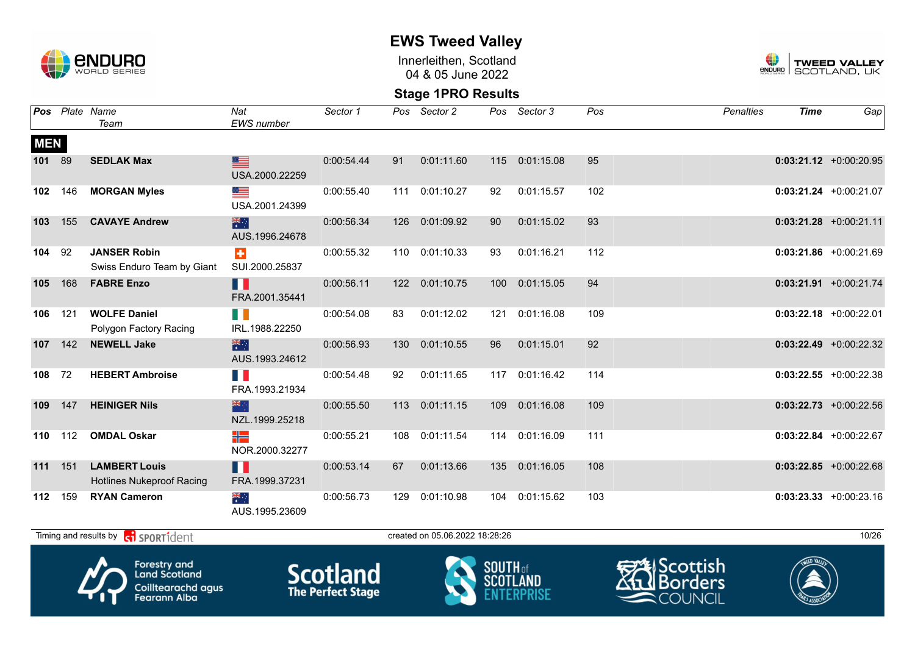# EWS Tweed Valley

Innerleithen, Scotland
04 & 05 June 2022

## Stage 1PRO Results

| Pos | Plate | Name / Team | Nat / EWS number | Sector 1 | Pos | Sector 2 | Pos | Sector 3 | Pos | Penalties | Time | Gap |
|---|---|---|---|---|---|---|---|---|---|---|---|---|
| **MEN** | | | | | | | | | | | | |
| **101** | 89 | **SEDLAK Max** | USA.2000.22259 | 0:00:54.44 | 91 | 0:01:11.60 | 115 | 0:01:15.08 | 95 | | **0:03:21.12** | +0:00:20.95 |
| **102** | 146 | **MORGAN Myles** | USA.2001.24399 | 0:00:55.40 | 111 | 0:01:10.27 | 92 | 0:01:15.57 | 102 | | **0:03:21.24** | +0:00:21.07 |
| **103** | 155 | **CAVAYE Andrew** | AUS.1996.24678 | 0:00:56.34 | 126 | 0:01:09.92 | 90 | 0:01:15.02 | 93 | | **0:03:21.28** | +0:00:21.11 |
| **104** | 92 | **JANSER Robin** Swiss Enduro Team by Giant | SUI.2000.25837 | 0:00:55.32 | 110 | 0:01:10.33 | 93 | 0:01:16.21 | 112 | | **0:03:21.86** | +0:00:21.69 |
| **105** | 168 | **FABRE Enzo** | FRA.2001.35441 | 0:00:56.11 | 122 | 0:01:10.75 | 100 | 0:01:15.05 | 94 | | **0:03:21.91** | +0:00:21.74 |
| **106** | 121 | **WOLFE Daniel** Polygon Factory Racing | IRL.1988.22250 | 0:00:54.08 | 83 | 0:01:12.02 | 121 | 0:01:16.08 | 109 | | **0:03:22.18** | +0:00:22.01 |
| **107** | 142 | **NEWELL Jake** | AUS.1993.24612 | 0:00:56.93 | 130 | 0:01:10.55 | 96 | 0:01:15.01 | 92 | | **0:03:22.49** | +0:00:22.32 |
| **108** | 72 | **HEBERT Ambroise** | FRA.1993.21934 | 0:00:54.48 | 92 | 0:01:11.65 | 117 | 0:01:16.42 | 114 | | **0:03:22.55** | +0:00:22.38 |
| **109** | 147 | **HEINIGER Nils** | NZL.1999.25218 | 0:00:55.50 | 113 | 0:01:11.15 | 109 | 0:01:16.08 | 109 | | **0:03:22.73** | +0:00:22.56 |
| **110** | 112 | **OMDAL Oskar** | NOR.2000.32277 | 0:00:55.21 | 108 | 0:01:11.54 | 114 | 0:01:16.09 | 111 | | **0:03:22.84** | +0:00:22.67 |
| **111** | 151 | **LAMBERT Louis** Hotlines Nukeproof Racing | FRA.1999.37231 | 0:00:53.14 | 67 | 0:01:13.66 | 135 | 0:01:16.05 | 108 | | **0:03:22.85** | +0:00:22.68 |
| **112** | 159 | **RYAN Cameron** | AUS.1995.23609 | 0:00:56.73 | 129 | 0:01:10.98 | 104 | 0:01:15.62 | 103 | | **0:03:23.33** | +0:00:23.16 |

Timing and results by SPORTident

created on 05.06.2022 18:28:26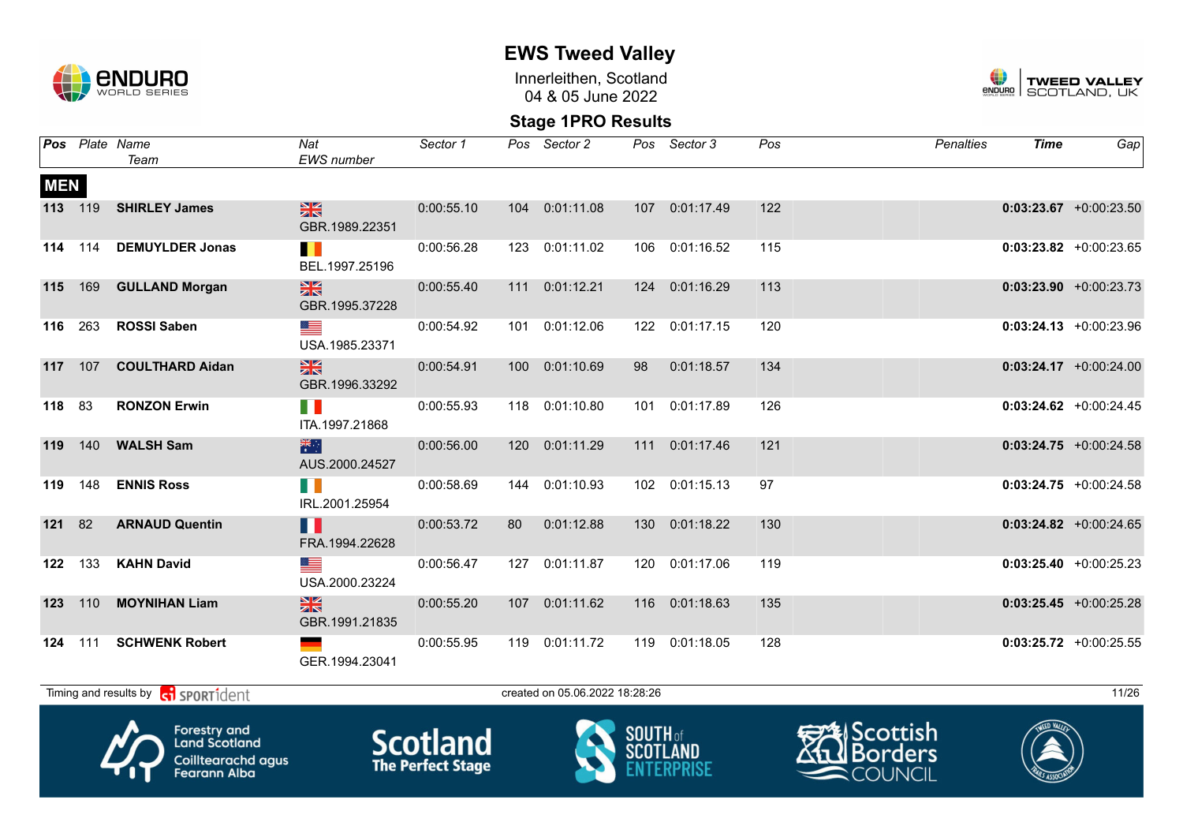# EWS Tweed Valley

Innerleithen, Scotland
04 & 05 June 2022

## Stage 1PRO Results

| Pos | Plate | Name / Team | Nat / EWS number | Sector 1 | Pos | Sector 2 | Pos | Sector 3 | Pos | Penalties | Time | Gap |
|---|---|---|---|---|---|---|---|---|---|---|---|---|
| **MEN** | | | | | | | | | | | | |
| **113** | 119 | **SHIRLEY James** | GBR.1989.22351 | 0:00:55.10 | 104 | 0:01:11.08 | 107 | 0:01:17.49 | 122 | | **0:03:23.67** | +0:00:23.50 |
| **114** | 114 | **DEMUYLDER Jonas** | BEL.1997.25196 | 0:00:56.28 | 123 | 0:01:11.02 | 106 | 0:01:16.52 | 115 | | **0:03:23.82** | +0:00:23.65 |
| **115** | 169 | **GULLAND Morgan** | GBR.1995.37228 | 0:00:55.40 | 111 | 0:01:12.21 | 124 | 0:01:16.29 | 113 | | **0:03:23.90** | +0:00:23.73 |
| **116** | 263 | **ROSSI Saben** | USA.1985.23371 | 0:00:54.92 | 101 | 0:01:12.06 | 122 | 0:01:17.15 | 120 | | **0:03:24.13** | +0:00:23.96 |
| **117** | 107 | **COULTHARD Aidan** | GBR.1996.33292 | 0:00:54.91 | 100 | 0:01:10.69 | 98 | 0:01:18.57 | 134 | | **0:03:24.17** | +0:00:24.00 |
| **118** | 83 | **RONZON Erwin** | ITA.1997.21868 | 0:00:55.93 | 118 | 0:01:10.80 | 101 | 0:01:17.89 | 126 | | **0:03:24.62** | +0:00:24.45 |
| **119** | 140 | **WALSH Sam** | AUS.2000.24527 | 0:00:56.00 | 120 | 0:01:11.29 | 111 | 0:01:17.46 | 121 | | **0:03:24.75** | +0:00:24.58 |
| **119** | 148 | **ENNIS Ross** | IRL.2001.25954 | 0:00:58.69 | 144 | 0:01:10.93 | 102 | 0:01:15.13 | 97 | | **0:03:24.75** | +0:00:24.58 |
| **121** | 82 | **ARNAUD Quentin** | FRA.1994.22628 | 0:00:53.72 | 80 | 0:01:12.88 | 130 | 0:01:18.22 | 130 | | **0:03:24.82** | +0:00:24.65 |
| **122** | 133 | **KAHN David** | USA.2000.23224 | 0:00:56.47 | 127 | 0:01:11.87 | 120 | 0:01:17.06 | 119 | | **0:03:25.40** | +0:00:25.23 |
| **123** | 110 | **MOYNIHAN Liam** | GBR.1991.21835 | 0:00:55.20 | 107 | 0:01:11.62 | 116 | 0:01:18.63 | 135 | | **0:03:25.45** | +0:00:25.28 |
| **124** | 111 | **SCHWENK Robert** | GER.1994.23041 | 0:00:55.95 | 119 | 0:01:11.72 | 119 | 0:01:18.05 | 128 | | **0:03:25.72** | +0:00:25.55 |

Timing and results by SPORTident — created on 05.06.2022 18:28:26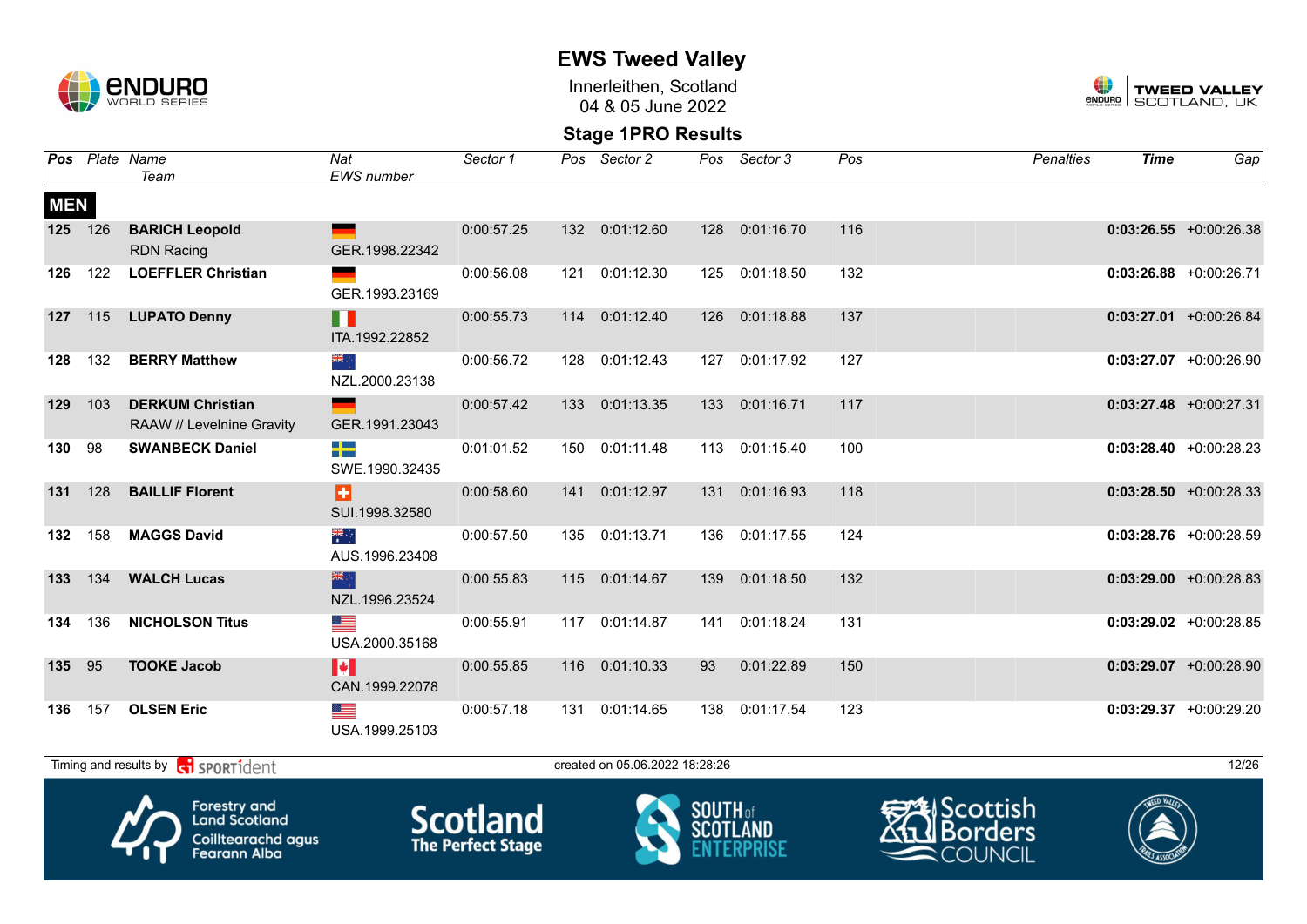# EWS Tweed Valley

Innerleithen, Scotland
04 & 05 June 2022

## Stage 1PRO Results

| Pos | Plate | Name / Team | Nat / EWS number | Sector 1 | Pos | Sector 2 | Pos | Sector 3 | Pos | Penalties | Time | Gap |
|---|---|---|---|---|---|---|---|---|---|---|---|---|
| **MEN** | | | | | | | | | | | | |
| **125** | 126 | **BARICH Leopold** RDN Racing | GER.1998.22342 | 0:00:57.25 | 132 | 0:01:12.60 | 128 | 0:01:16.70 | 116 | | **0:03:26.55** | +0:00:26.38 |
| **126** | 122 | **LOEFFLER Christian** | GER.1993.23169 | 0:00:56.08 | 121 | 0:01:12.30 | 125 | 0:01:18.50 | 132 | | **0:03:26.88** | +0:00:26.71 |
| **127** | 115 | **LUPATO Denny** | ITA.1992.22852 | 0:00:55.73 | 114 | 0:01:12.40 | 126 | 0:01:18.88 | 137 | | **0:03:27.01** | +0:00:26.84 |
| **128** | 132 | **BERRY Matthew** | NZL.2000.23138 | 0:00:56.72 | 128 | 0:01:12.43 | 127 | 0:01:17.92 | 127 | | **0:03:27.07** | +0:00:26.90 |
| **129** | 103 | **DERKUM Christian** RAAW // Levelnine Gravity | GER.1991.23043 | 0:00:57.42 | 133 | 0:01:13.35 | 133 | 0:01:16.71 | 117 | | **0:03:27.48** | +0:00:27.31 |
| **130** | 98 | **SWANBECK Daniel** | SWE.1990.32435 | 0:01:01.52 | 150 | 0:01:11.48 | 113 | 0:01:15.40 | 100 | | **0:03:28.40** | +0:00:28.23 |
| **131** | 128 | **BAILLIF Florent** | SUI.1998.32580 | 0:00:58.60 | 141 | 0:01:12.97 | 131 | 0:01:16.93 | 118 | | **0:03:28.50** | +0:00:28.33 |
| **132** | 158 | **MAGGS David** | AUS.1996.23408 | 0:00:57.50 | 135 | 0:01:13.71 | 136 | 0:01:17.55 | 124 | | **0:03:28.76** | +0:00:28.59 |
| **133** | 134 | **WALCH Lucas** | NZL.1996.23524 | 0:00:55.83 | 115 | 0:01:14.67 | 139 | 0:01:18.50 | 132 | | **0:03:29.00** | +0:00:28.83 |
| **134** | 136 | **NICHOLSON Titus** | USA.2000.35168 | 0:00:55.91 | 117 | 0:01:14.87 | 141 | 0:01:18.24 | 131 | | **0:03:29.02** | +0:00:28.85 |
| **135** | 95 | **TOOKE Jacob** | CAN.1999.22078 | 0:00:55.85 | 116 | 0:01:10.33 | 93 | 0:01:22.89 | 150 | | **0:03:29.07** | +0:00:28.90 |
| **136** | 157 | **OLSEN Eric** | USA.1999.25103 | 0:00:57.18 | 131 | 0:01:14.65 | 138 | 0:01:17.54 | 123 | | **0:03:29.37** | +0:00:29.20 |

Timing and results by SPORTident — created on 05.06.2022 18:28:26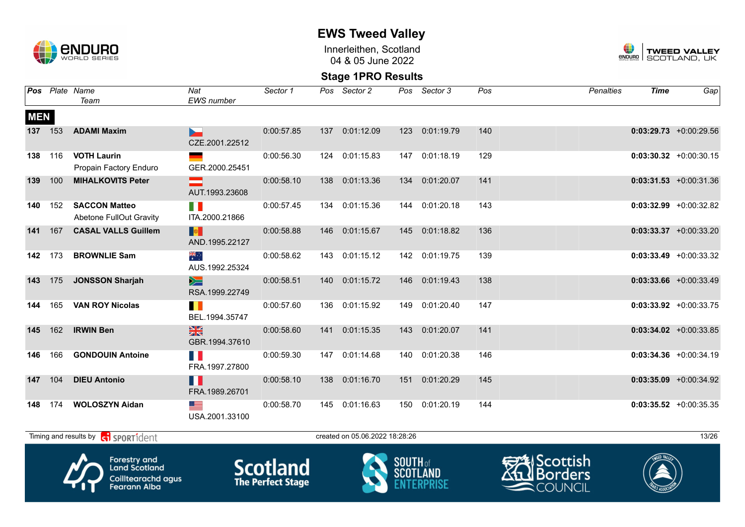# EWS Tweed Valley

Innerleithen, Scotland
04 & 05 June 2022

## Stage 1PRO Results

| Pos | Plate | Name / Team | Nat / EWS number | Sector 1 | Pos | Sector 2 | Pos | Sector 3 | Pos | Penalties | Time | Gap |
|---|---|---|---|---|---|---|---|---|---|---|---|---|
| **MEN** | | | | | | | | | | | | |
| **137** | 153 | **ADAMI Maxim** | CZE.2001.22512 | 0:00:57.85 | 137 | 0:01:12.09 | 123 | 0:01:19.79 | 140 | | **0:03:29.73** | +0:00:29.56 |
| **138** | 116 | **VOTH Laurin** Propain Factory Enduro | GER.2000.25451 | 0:00:56.30 | 124 | 0:01:15.83 | 147 | 0:01:18.19 | 129 | | **0:03:30.32** | +0:00:30.15 |
| **139** | 100 | **MIHALKOVITS Peter** | AUT.1993.23608 | 0:00:58.10 | 138 | 0:01:13.36 | 134 | 0:01:20.07 | 141 | | **0:03:31.53** | +0:00:31.36 |
| **140** | 152 | **SACCON Matteo** Abetone FullOut Gravity | ITA.2000.21866 | 0:00:57.45 | 134 | 0:01:15.36 | 144 | 0:01:20.18 | 143 | | **0:03:32.99** | +0:00:32.82 |
| **141** | 167 | **CASAL VALLS Guillem** | AND.1995.22127 | 0:00:58.88 | 146 | 0:01:15.67 | 145 | 0:01:18.82 | 136 | | **0:03:33.37** | +0:00:33.20 |
| **142** | 173 | **BROWNLIE Sam** | AUS.1992.25324 | 0:00:58.62 | 143 | 0:01:15.12 | 142 | 0:01:19.75 | 139 | | **0:03:33.49** | +0:00:33.32 |
| **143** | 175 | **JONSSON Sharjah** | RSA.1999.22749 | 0:00:58.51 | 140 | 0:01:15.72 | 146 | 0:01:19.43 | 138 | | **0:03:33.66** | +0:00:33.49 |
| **144** | 165 | **VAN ROY Nicolas** | BEL.1994.35747 | 0:00:57.60 | 136 | 0:01:15.92 | 149 | 0:01:20.40 | 147 | | **0:03:33.92** | +0:00:33.75 |
| **145** | 162 | **IRWIN Ben** | GBR.1994.37610 | 0:00:58.60 | 141 | 0:01:15.35 | 143 | 0:01:20.07 | 141 | | **0:03:34.02** | +0:00:33.85 |
| **146** | 166 | **GONDOUIN Antoine** | FRA.1997.27800 | 0:00:59.30 | 147 | 0:01:14.68 | 140 | 0:01:20.38 | 146 | | **0:03:34.36** | +0:00:34.19 |
| **147** | 104 | **DIEU Antonio** | FRA.1989.26701 | 0:00:58.10 | 138 | 0:01:16.70 | 151 | 0:01:20.29 | 145 | | **0:03:35.09** | +0:00:34.92 |
| **148** | 174 | **WOLOSZYN Aidan** | USA.2001.33100 | 0:00:58.70 | 145 | 0:01:16.63 | 150 | 0:01:20.19 | 144 | | **0:03:35.52** | +0:00:35.35 |

Timing and results by SPORTident — created on 05.06.2022 18:28:26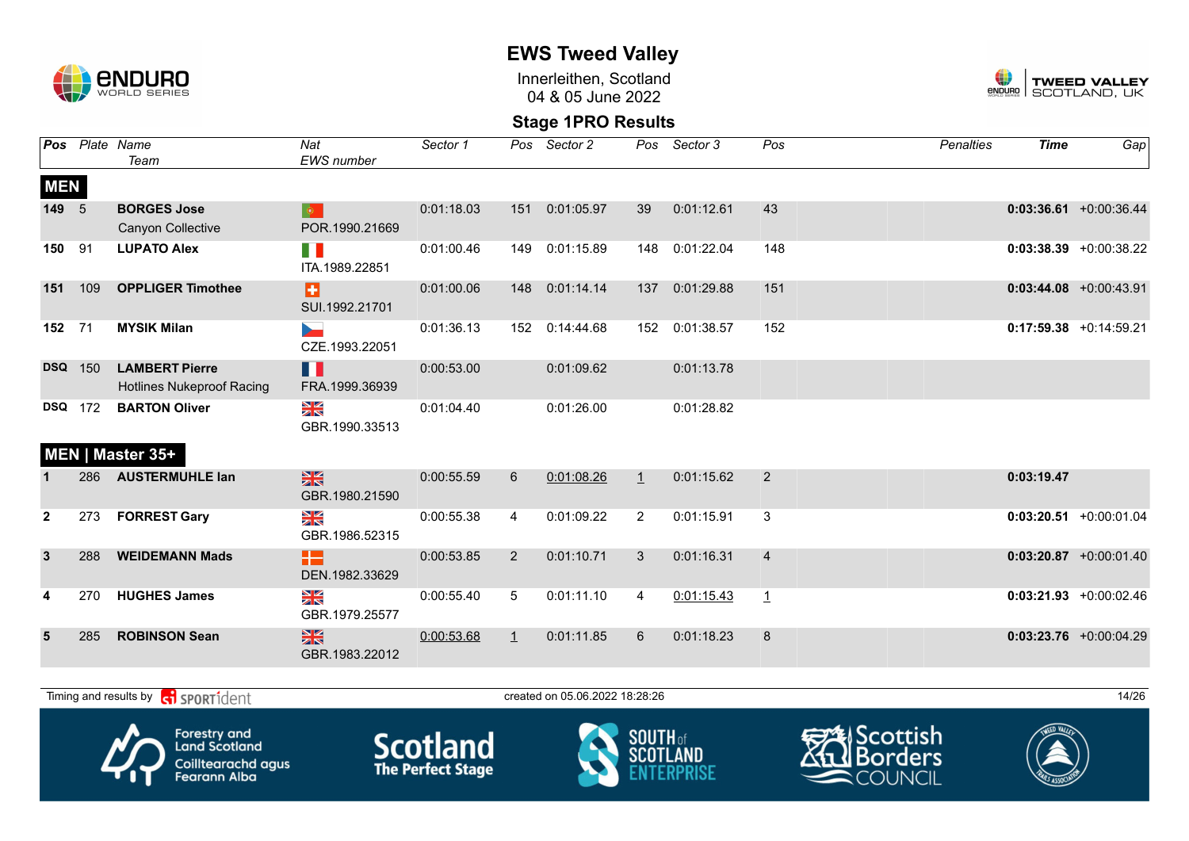# EWS Tweed Valley

Innerleithen, Scotland
04 & 05 June 2022

## Stage 1PRO Results

| Pos | Plate | Name / Team | Nat / EWS number | Sector 1 | Pos | Sector 2 | Pos | Sector 3 | Pos | Penalties | Time | Gap |
|---|---|---|---|---|---|---|---|---|---|---|---|---|
| **MEN** | | | | | | | | | | | | |
| **149** | 5 | **BORGES Jose** Canyon Collective | POR.1990.21669 | 0:01:18.03 | 151 | 0:01:05.97 | 39 | 0:01:12.61 | 43 | | **0:03:36.61** | +0:00:36.44 |
| **150** | 91 | **LUPATO Alex** | ITA.1989.22851 | 0:01:00.46 | 149 | 0:01:15.89 | 148 | 0:01:22.04 | 148 | | **0:03:38.39** | +0:00:38.22 |
| **151** | 109 | **OPPLIGER Timothee** | SUI.1992.21701 | 0:01:00.06 | 148 | 0:01:14.14 | 137 | 0:01:29.88 | 151 | | **0:03:44.08** | +0:00:43.91 |
| **152** | 71 | **MYSIK Milan** | CZE.1993.22051 | 0:01:36.13 | 152 | 0:14:44.68 | 152 | 0:01:38.57 | 152 | | **0:17:59.38** | +0:14:59.21 |
| **DSQ** | 150 | **LAMBERT Pierre** Hotlines Nukeproof Racing | FRA.1999.36939 | 0:00:53.00 | | 0:01:09.62 | | 0:01:13.78 | | | | |
| **DSQ** | 172 | **BARTON Oliver** | GBR.1990.33513 | 0:01:04.40 | | 0:01:26.00 | | 0:01:28.82 | | | | |
| **MEN \| Master 35+** | | | | | | | | | | | | |
| **1** | 286 | **AUSTERMUHLE Ian** | GBR.1980.21590 | 0:00:55.59 | 6 | 0:01:08.26 | 1 | 0:01:15.62 | 2 | | **0:03:19.47** | |
| **2** | 273 | **FORREST Gary** | GBR.1986.52315 | 0:00:55.38 | 4 | 0:01:09.22 | 2 | 0:01:15.91 | 3 | | **0:03:20.51** | +0:00:01.04 |
| **3** | 288 | **WEIDEMANN Mads** | DEN.1982.33629 | 0:00:53.85 | 2 | 0:01:10.71 | 3 | 0:01:16.31 | 4 | | **0:03:20.87** | +0:00:01.40 |
| **4** | 270 | **HUGHES James** | GBR.1979.25577 | 0:00:55.40 | 5 | 0:01:11.10 | 4 | 0:01:15.43 | 1 | | **0:03:21.93** | +0:00:02.46 |
| **5** | 285 | **ROBINSON Sean** | GBR.1983.22012 | 0:00:53.68 | 1 | 0:01:11.85 | 6 | 0:01:18.23 | 8 | | **0:03:23.76** | +0:00:04.29 |

Timing and results by SPORTident — created on 05.06.2022 18:28:26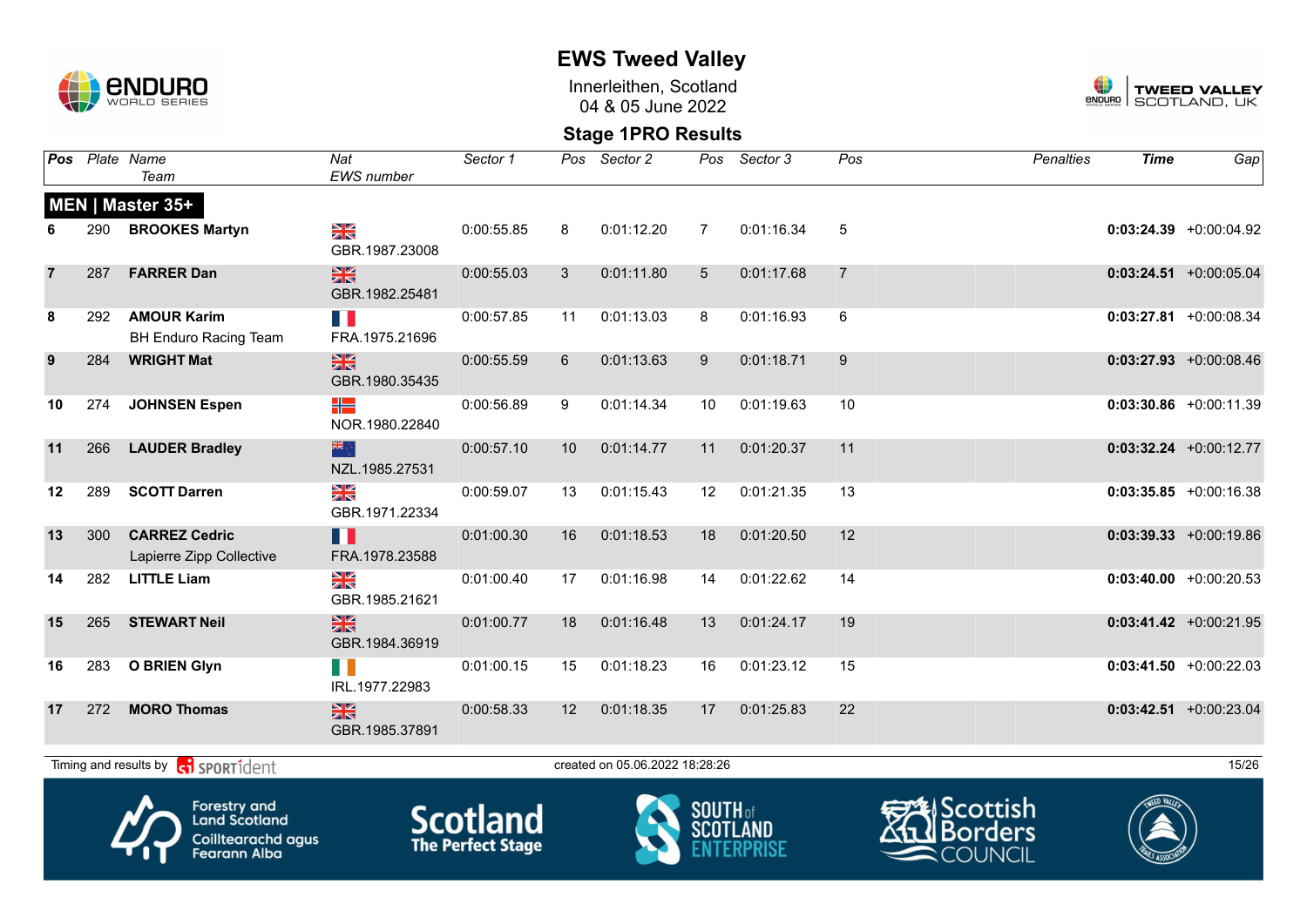# EWS Tweed Valley

Innerleithen, Scotland
04 & 05 June 2022

## Stage 1PRO Results

### MEN | Master 35+

| Pos | Plate | Name / Team | Nat / EWS number | Sector 1 | Pos | Sector 2 | Pos | Sector 3 | Pos | Penalties | Time | Gap |
|---|---|---|---|---|---|---|---|---|---|---|---|---|
| 6 | 290 | **BROOKES Martyn** | GBR.1987.23008 | 0:00:55.85 | 8 | 0:01:12.20 | 7 | 0:01:16.34 | 5 | | **0:03:24.39** | +0:00:04.92 |
| 7 | 287 | **FARRER Dan** | GBR.1982.25481 | 0:00:55.03 | 3 | 0:01:11.80 | 5 | 0:01:17.68 | 7 | | **0:03:24.51** | +0:00:05.04 |
| 8 | 292 | **AMOUR Karim** BH Enduro Racing Team | FRA.1975.21696 | 0:00:57.85 | 11 | 0:01:13.03 | 8 | 0:01:16.93 | 6 | | **0:03:27.81** | +0:00:08.34 |
| 9 | 284 | **WRIGHT Mat** | GBR.1980.35435 | 0:00:55.59 | 6 | 0:01:13.63 | 9 | 0:01:18.71 | 9 | | **0:03:27.93** | +0:00:08.46 |
| 10 | 274 | **JOHNSEN Espen** | NOR.1980.22840 | 0:00:56.89 | 9 | 0:01:14.34 | 10 | 0:01:19.63 | 10 | | **0:03:30.86** | +0:00:11.39 |
| 11 | 266 | **LAUDER Bradley** | NZL.1985.27531 | 0:00:57.10 | 10 | 0:01:14.77 | 11 | 0:01:20.37 | 11 | | **0:03:32.24** | +0:00:12.77 |
| 12 | 289 | **SCOTT Darren** | GBR.1971.22334 | 0:00:59.07 | 13 | 0:01:15.43 | 12 | 0:01:21.35 | 13 | | **0:03:35.85** | +0:00:16.38 |
| 13 | 300 | **CARREZ Cedric** Lapierre Zipp Collective | FRA.1978.23588 | 0:01:00.30 | 16 | 0:01:18.53 | 18 | 0:01:20.50 | 12 | | **0:03:39.33** | +0:00:19.86 |
| 14 | 282 | **LITTLE Liam** | GBR.1985.21621 | 0:01:00.40 | 17 | 0:01:16.98 | 14 | 0:01:22.62 | 14 | | **0:03:40.00** | +0:00:20.53 |
| 15 | 265 | **STEWART Neil** | GBR.1984.36919 | 0:01:00.77 | 18 | 0:01:16.48 | 13 | 0:01:24.17 | 19 | | **0:03:41.42** | +0:00:21.95 |
| 16 | 283 | **O BRIEN Glyn** | IRL.1977.22983 | 0:01:00.15 | 15 | 0:01:18.23 | 16 | 0:01:23.12 | 15 | | **0:03:41.50** | +0:00:22.03 |
| 17 | 272 | **MORO Thomas** | GBR.1985.37891 | 0:00:58.33 | 12 | 0:01:18.35 | 17 | 0:01:25.83 | 22 | | **0:03:42.51** | +0:00:23.04 |

Timing and results by SPORTident — created on 05.06.2022 18:28:26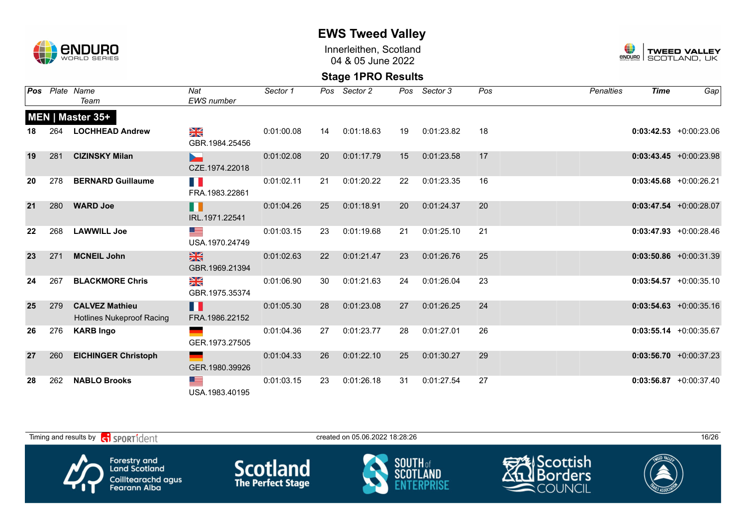# EWS Tweed Valley

Innerleithen, Scotland
04 & 05 June 2022

## Stage 1PRO Results

| Pos | Plate | Name / Team | Nat / EWS number | Sector 1 | Pos | Sector 2 | Pos | Sector 3 | Pos | Penalties | Time | Gap |
|---|---|---|---|---|---|---|---|---|---|---|---|---|
| **MEN \| Master 35+** | | | | | | | | | | | | |
| 18 | 264 | **LOCHHEAD Andrew** | GBR.1984.25456 | 0:01:00.08 | 14 | 0:01:18.63 | 19 | 0:01:23.82 | 18 | | **0:03:42.53** | +0:00:23.06 |
| 19 | 281 | **CIZINSKY Milan** | CZE.1974.22018 | 0:01:02.08 | 20 | 0:01:17.79 | 15 | 0:01:23.58 | 17 | | **0:03:43.45** | +0:00:23.98 |
| 20 | 278 | **BERNARD Guillaume** | FRA.1983.22861 | 0:01:02.11 | 21 | 0:01:20.22 | 22 | 0:01:23.35 | 16 | | **0:03:45.68** | +0:00:26.21 |
| 21 | 280 | **WARD Joe** | IRL.1971.22541 | 0:01:04.26 | 25 | 0:01:18.91 | 20 | 0:01:24.37 | 20 | | **0:03:47.54** | +0:00:28.07 |
| 22 | 268 | **LAWWILL Joe** | USA.1970.24749 | 0:01:03.15 | 23 | 0:01:19.68 | 21 | 0:01:25.10 | 21 | | **0:03:47.93** | +0:00:28.46 |
| 23 | 271 | **MCNEIL John** | GBR.1969.21394 | 0:01:02.63 | 22 | 0:01:21.47 | 23 | 0:01:26.76 | 25 | | **0:03:50.86** | +0:00:31.39 |
| 24 | 267 | **BLACKMORE Chris** | GBR.1975.35374 | 0:01:06.90 | 30 | 0:01:21.63 | 24 | 0:01:26.04 | 23 | | **0:03:54.57** | +0:00:35.10 |
| 25 | 279 | **CALVEZ Mathieu** Hotlines Nukeproof Racing | FRA.1986.22152 | 0:01:05.30 | 28 | 0:01:23.08 | 27 | 0:01:26.25 | 24 | | **0:03:54.63** | +0:00:35.16 |
| 26 | 276 | **KARB Ingo** | GER.1973.27505 | 0:01:04.36 | 27 | 0:01:23.77 | 28 | 0:01:27.01 | 26 | | **0:03:55.14** | +0:00:35.67 |
| 27 | 260 | **EICHINGER Christoph** | GER.1980.39926 | 0:01:04.33 | 26 | 0:01:22.10 | 25 | 0:01:30.27 | 29 | | **0:03:56.70** | +0:00:37.23 |
| 28 | 262 | **NABLO Brooks** | USA.1983.40195 | 0:01:03.15 | 23 | 0:01:26.18 | 31 | 0:01:27.54 | 27 | | **0:03:56.87** | +0:00:37.40 |

Timing and results by SPORTident — created on 05.06.2022 18:28:26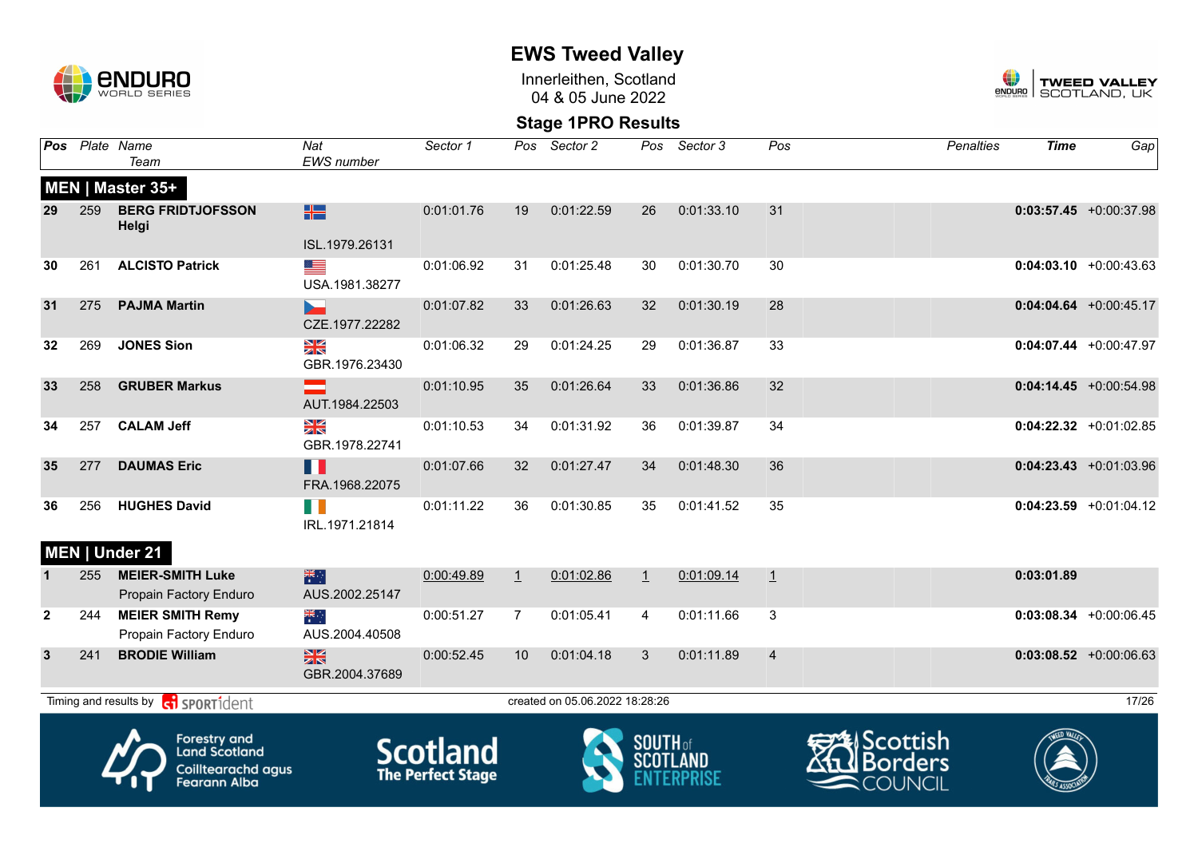# EWS Tweed Valley

Innerleithen, Scotland
04 & 05 June 2022

## Stage 1PRO Results

| Pos | Plate | Name / Team | Nat / EWS number | Sector 1 | Pos | Sector 2 | Pos | Sector 3 | Pos | Penalties | Time | Gap |
|---|---|---|---|---|---|---|---|---|---|---|---|---|
| **MEN \| Master 35+** | | | | | | | | | | | | |
| 29 | 259 | **BERG FRIDTJOFSSON Helgi** | ISL.1979.26131 | 0:01:01.76 | 19 | 0:01:22.59 | 26 | 0:01:33.10 | 31 | | **0:03:57.45** | +0:00:37.98 |
| 30 | 261 | **ALCISTO Patrick** | USA.1981.38277 | 0:01:06.92 | 31 | 0:01:25.48 | 30 | 0:01:30.70 | 30 | | **0:04:03.10** | +0:00:43.63 |
| 31 | 275 | **PAJMA Martin** | CZE.1977.22282 | 0:01:07.82 | 33 | 0:01:26.63 | 32 | 0:01:30.19 | 28 | | **0:04:04.64** | +0:00:45.17 |
| 32 | 269 | **JONES Sion** | GBR.1976.23430 | 0:01:06.32 | 29 | 0:01:24.25 | 29 | 0:01:36.87 | 33 | | **0:04:07.44** | +0:00:47.97 |
| 33 | 258 | **GRUBER Markus** | AUT.1984.22503 | 0:01:10.95 | 35 | 0:01:26.64 | 33 | 0:01:36.86 | 32 | | **0:04:14.45** | +0:00:54.98 |
| 34 | 257 | **CALAM Jeff** | GBR.1978.22741 | 0:01:10.53 | 34 | 0:01:31.92 | 36 | 0:01:39.87 | 34 | | **0:04:22.32** | +0:01:02.85 |
| 35 | 277 | **DAUMAS Eric** | FRA.1968.22075 | 0:01:07.66 | 32 | 0:01:27.47 | 34 | 0:01:48.30 | 36 | | **0:04:23.43** | +0:01:03.96 |
| 36 | 256 | **HUGHES David** | IRL.1971.21814 | 0:01:11.22 | 36 | 0:01:30.85 | 35 | 0:01:41.52 | 35 | | **0:04:23.59** | +0:01:04.12 |
| **MEN \| Under 21** | | | | | | | | | | | | |
| 1 | 255 | **MEIER-SMITH Luke** Propain Factory Enduro | AUS.2002.25147 | 0:00:49.89 | 1 | 0:01:02.86 | 1 | 0:01:09.14 | 1 | | **0:03:01.89** | |
| 2 | 244 | **MEIER SMITH Remy** Propain Factory Enduro | AUS.2004.40508 | 0:00:51.27 | 7 | 0:01:05.41 | 4 | 0:01:11.66 | 3 | | **0:03:08.34** | +0:00:06.45 |
| 3 | 241 | **BRODIE William** | GBR.2004.37689 | 0:00:52.45 | 10 | 0:01:04.18 | 3 | 0:01:11.89 | 4 | | **0:03:08.52** | +0:00:06.63 |

Timing and results by SPORTident

created on 05.06.2022 18:28:26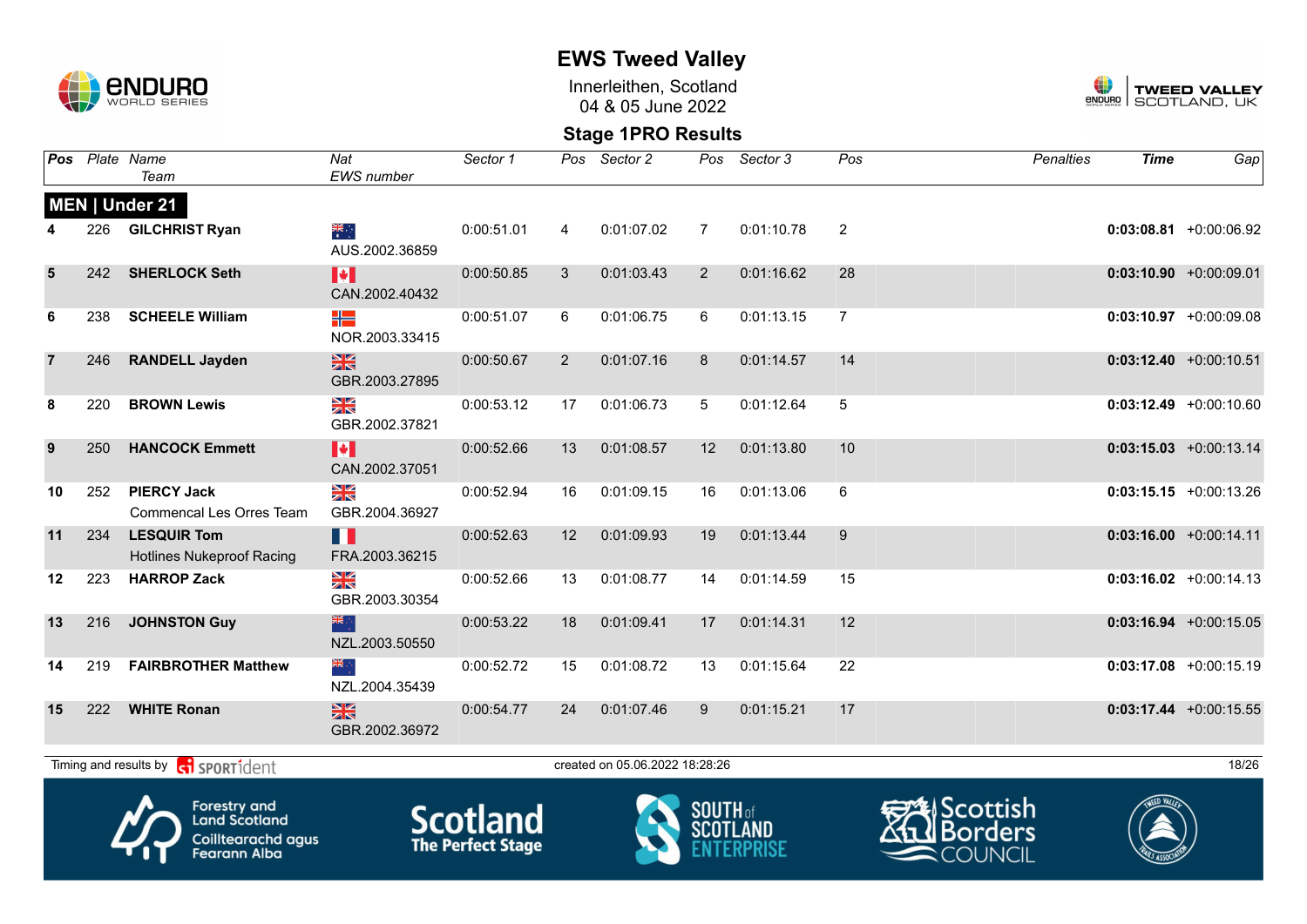# EWS Tweed Valley

Innerleithen, Scotland
04 & 05 June 2022

## Stage 1PRO Results

| Pos | Plate | Name / Team | Nat / EWS number | Sector 1 | Pos | Sector 2 | Pos | Sector 3 | Pos | Penalties | Time | Gap |
|---|---|---|---|---|---|---|---|---|---|---|---|---|
| **MEN \| Under 21** | | | | | | | | | | | | |
| 4 | 226 | **GILCHRIST Ryan** | AUS.2002.36859 | 0:00:51.01 | 4 | 0:01:07.02 | 7 | 0:01:10.78 | 2 | | **0:03:08.81** | +0:00:06.92 |
| 5 | 242 | **SHERLOCK Seth** | CAN.2002.40432 | 0:00:50.85 | 3 | 0:01:03.43 | 2 | 0:01:16.62 | 28 | | **0:03:10.90** | +0:00:09.01 |
| 6 | 238 | **SCHEELE William** | NOR.2003.33415 | 0:00:51.07 | 6 | 0:01:06.75 | 6 | 0:01:13.15 | 7 | | **0:03:10.97** | +0:00:09.08 |
| 7 | 246 | **RANDELL Jayden** | GBR.2003.27895 | 0:00:50.67 | 2 | 0:01:07.16 | 8 | 0:01:14.57 | 14 | | **0:03:12.40** | +0:00:10.51 |
| 8 | 220 | **BROWN Lewis** | GBR.2002.37821 | 0:00:53.12 | 17 | 0:01:06.73 | 5 | 0:01:12.64 | 5 | | **0:03:12.49** | +0:00:10.60 |
| 9 | 250 | **HANCOCK Emmett** | CAN.2002.37051 | 0:00:52.66 | 13 | 0:01:08.57 | 12 | 0:01:13.80 | 10 | | **0:03:15.03** | +0:00:13.14 |
| 10 | 252 | **PIERCY Jack** Commencal Les Orres Team | GBR.2004.36927 | 0:00:52.94 | 16 | 0:01:09.15 | 16 | 0:01:13.06 | 6 | | **0:03:15.15** | +0:00:13.26 |
| 11 | 234 | **LESQUIR Tom** Hotlines Nukeproof Racing | FRA.2003.36215 | 0:00:52.63 | 12 | 0:01:09.93 | 19 | 0:01:13.44 | 9 | | **0:03:16.00** | +0:00:14.11 |
| 12 | 223 | **HARROP Zack** | GBR.2003.30354 | 0:00:52.66 | 13 | 0:01:08.77 | 14 | 0:01:14.59 | 15 | | **0:03:16.02** | +0:00:14.13 |
| 13 | 216 | **JOHNSTON Guy** | NZL.2003.50550 | 0:00:53.22 | 18 | 0:01:09.41 | 17 | 0:01:14.31 | 12 | | **0:03:16.94** | +0:00:15.05 |
| 14 | 219 | **FAIRBROTHER Matthew** | NZL.2004.35439 | 0:00:52.72 | 15 | 0:01:08.72 | 13 | 0:01:15.64 | 22 | | **0:03:17.08** | +0:00:15.19 |
| 15 | 222 | **WHITE Ronan** | GBR.2002.36972 | 0:00:54.77 | 24 | 0:01:07.46 | 9 | 0:01:15.21 | 17 | | **0:03:17.44** | +0:00:15.55 |

Timing and results by SPORTident — created on 05.06.2022 18:28:26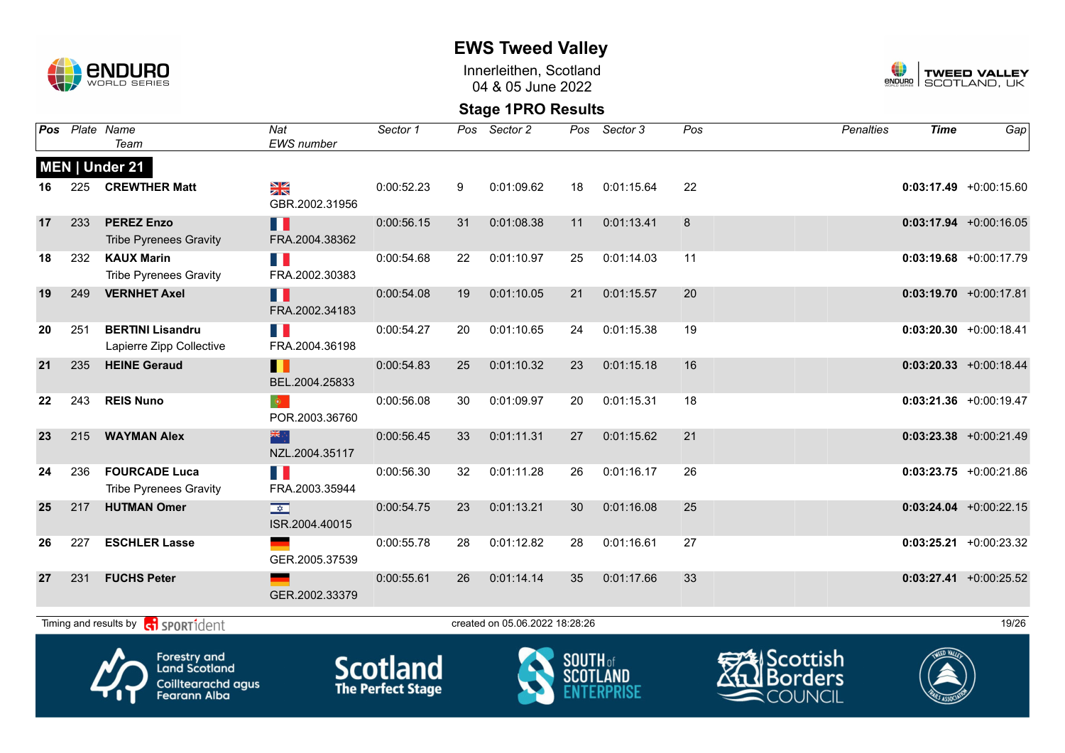# EWS Tweed Valley

Innerleithen, Scotland
04 & 05 June 2022

## Stage 1PRO Results

| Pos | Plate | Name / Team | Nat / EWS number | Sector 1 | Pos | Sector 2 | Pos | Sector 3 | Pos | Penalties | Time | Gap |
|---|---|---|---|---|---|---|---|---|---|---|---|---|
| **MEN \| Under 21** | | | | | | | | | | | | |
| 16 | 225 | **CREWTHER Matt** | GBR.2002.31956 | 0:00:52.23 | 9 | 0:01:09.62 | 18 | 0:01:15.64 | 22 | | **0:03:17.49** | +0:00:15.60 |
| 17 | 233 | **PEREZ Enzo** Tribe Pyrenees Gravity | FRA.2004.38362 | 0:00:56.15 | 31 | 0:01:08.38 | 11 | 0:01:13.41 | 8 | | **0:03:17.94** | +0:00:16.05 |
| 18 | 232 | **KAUX Marin** Tribe Pyrenees Gravity | FRA.2002.30383 | 0:00:54.68 | 22 | 0:01:10.97 | 25 | 0:01:14.03 | 11 | | **0:03:19.68** | +0:00:17.79 |
| 19 | 249 | **VERNHET Axel** | FRA.2002.34183 | 0:00:54.08 | 19 | 0:01:10.05 | 21 | 0:01:15.57 | 20 | | **0:03:19.70** | +0:00:17.81 |
| 20 | 251 | **BERTINI Lisandru** Lapierre Zipp Collective | FRA.2004.36198 | 0:00:54.27 | 20 | 0:01:10.65 | 24 | 0:01:15.38 | 19 | | **0:03:20.30** | +0:00:18.41 |
| 21 | 235 | **HEINE Geraud** | BEL.2004.25833 | 0:00:54.83 | 25 | 0:01:10.32 | 23 | 0:01:15.18 | 16 | | **0:03:20.33** | +0:00:18.44 |
| 22 | 243 | **REIS Nuno** | POR.2003.36760 | 0:00:56.08 | 30 | 0:01:09.97 | 20 | 0:01:15.31 | 18 | | **0:03:21.36** | +0:00:19.47 |
| 23 | 215 | **WAYMAN Alex** | NZL.2004.35117 | 0:00:56.45 | 33 | 0:01:11.31 | 27 | 0:01:15.62 | 21 | | **0:03:23.38** | +0:00:21.49 |
| 24 | 236 | **FOURCADE Luca** Tribe Pyrenees Gravity | FRA.2003.35944 | 0:00:56.30 | 32 | 0:01:11.28 | 26 | 0:01:16.17 | 26 | | **0:03:23.75** | +0:00:21.86 |
| 25 | 217 | **HUTMAN Omer** | ISR.2004.40015 | 0:00:54.75 | 23 | 0:01:13.21 | 30 | 0:01:16.08 | 25 | | **0:03:24.04** | +0:00:22.15 |
| 26 | 227 | **ESCHLER Lasse** | GER.2005.37539 | 0:00:55.78 | 28 | 0:01:12.82 | 28 | 0:01:16.61 | 27 | | **0:03:25.21** | +0:00:23.32 |
| 27 | 231 | **FUCHS Peter** | GER.2002.33379 | 0:00:55.61 | 26 | 0:01:14.14 | 35 | 0:01:17.66 | 33 | | **0:03:27.41** | +0:00:25.52 |

Timing and results by SPORTident — created on 05.06.2022 18:28:26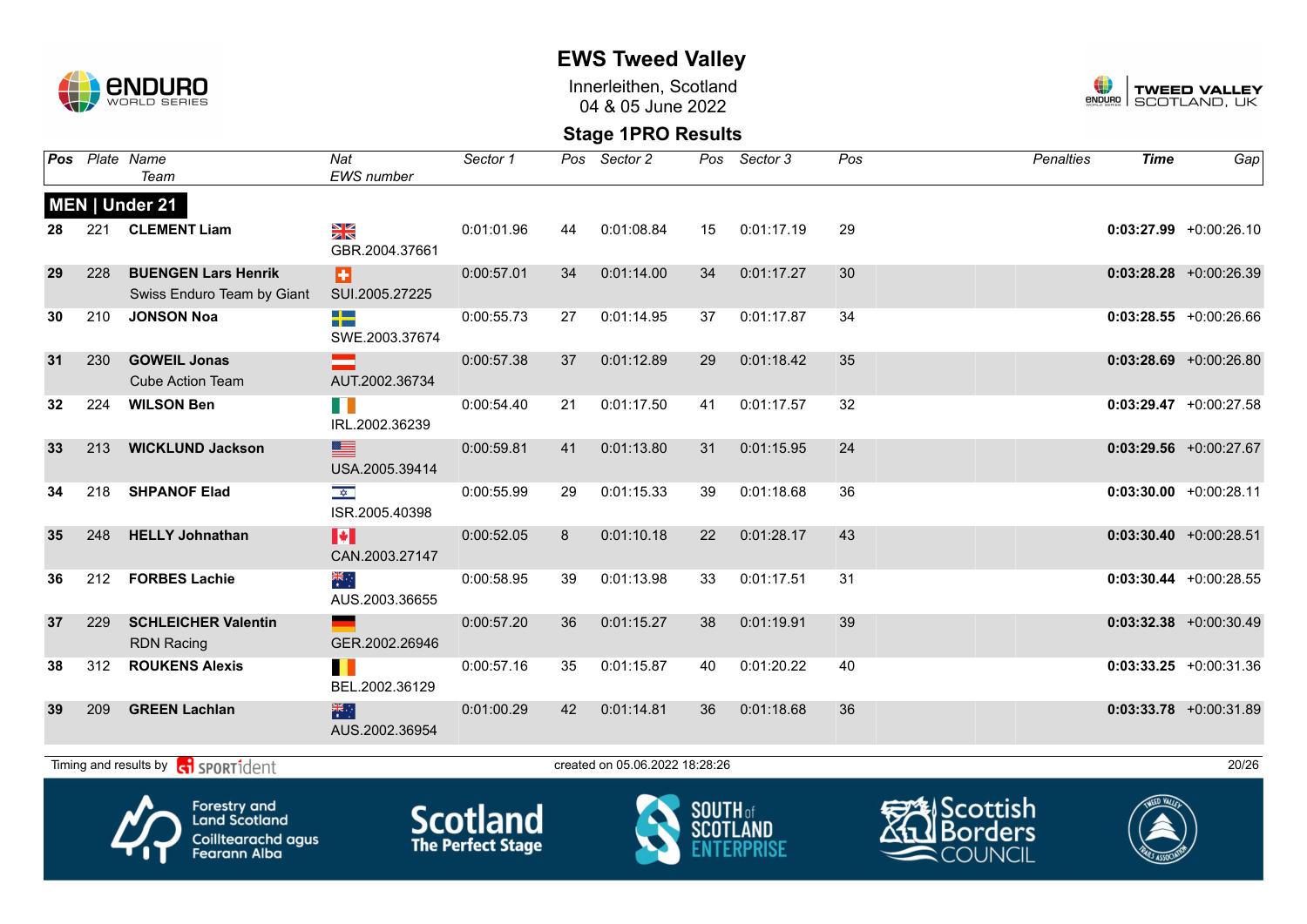# EWS Tweed Valley

Innerleithen, Scotland
04 & 05 June 2022

## Stage 1PRO Results

### MEN | Under 21

| Pos | Plate | Name / Team | Nat / EWS number | Sector 1 | Pos | Sector 2 | Pos | Sector 3 | Pos | Penalties | Time | Gap |
|---|---|---|---|---|---|---|---|---|---|---|---|---|
| 28 | 221 | **CLEMENT Liam** | GBR.2004.37661 | 0:01:01.96 | 44 | 0:01:08.84 | 15 | 0:01:17.19 | 29 | | **0:03:27.99** | +0:00:26.10 |
| 29 | 228 | **BUENGEN Lars Henrik** Swiss Enduro Team by Giant | SUI.2005.27225 | 0:00:57.01 | 34 | 0:01:14.00 | 34 | 0:01:17.27 | 30 | | **0:03:28.28** | +0:00:26.39 |
| 30 | 210 | **JONSON Noa** | SWE.2003.37674 | 0:00:55.73 | 27 | 0:01:14.95 | 37 | 0:01:17.87 | 34 | | **0:03:28.55** | +0:00:26.66 |
| 31 | 230 | **GOWEIL Jonas** Cube Action Team | AUT.2002.36734 | 0:00:57.38 | 37 | 0:01:12.89 | 29 | 0:01:18.42 | 35 | | **0:03:28.69** | +0:00:26.80 |
| 32 | 224 | **WILSON Ben** | IRL.2002.36239 | 0:00:54.40 | 21 | 0:01:17.50 | 41 | 0:01:17.57 | 32 | | **0:03:29.47** | +0:00:27.58 |
| 33 | 213 | **WICKLUND Jackson** | USA.2005.39414 | 0:00:59.81 | 41 | 0:01:13.80 | 31 | 0:01:15.95 | 24 | | **0:03:29.56** | +0:00:27.67 |
| 34 | 218 | **SHPANOF Elad** | ISR.2005.40398 | 0:00:55.99 | 29 | 0:01:15.33 | 39 | 0:01:18.68 | 36 | | **0:03:30.00** | +0:00:28.11 |
| 35 | 248 | **HELLY Johnathan** | CAN.2003.27147 | 0:00:52.05 | 8 | 0:01:10.18 | 22 | 0:01:28.17 | 43 | | **0:03:30.40** | +0:00:28.51 |
| 36 | 212 | **FORBES Lachie** | AUS.2003.36655 | 0:00:58.95 | 39 | 0:01:13.98 | 33 | 0:01:17.51 | 31 | | **0:03:30.44** | +0:00:28.55 |
| 37 | 229 | **SCHLEICHER Valentin** RDN Racing | GER.2002.26946 | 0:00:57.20 | 36 | 0:01:15.27 | 38 | 0:01:19.91 | 39 | | **0:03:32.38** | +0:00:30.49 |
| 38 | 312 | **ROUKENS Alexis** | BEL.2002.36129 | 0:00:57.16 | 35 | 0:01:15.87 | 40 | 0:01:20.22 | 40 | | **0:03:33.25** | +0:00:31.36 |
| 39 | 209 | **GREEN Lachlan** | AUS.2002.36954 | 0:01:00.29 | 42 | 0:01:14.81 | 36 | 0:01:18.68 | 36 | | **0:03:33.78** | +0:00:31.89 |

Timing and results by SPORTident — created on 05.06.2022 18:28:26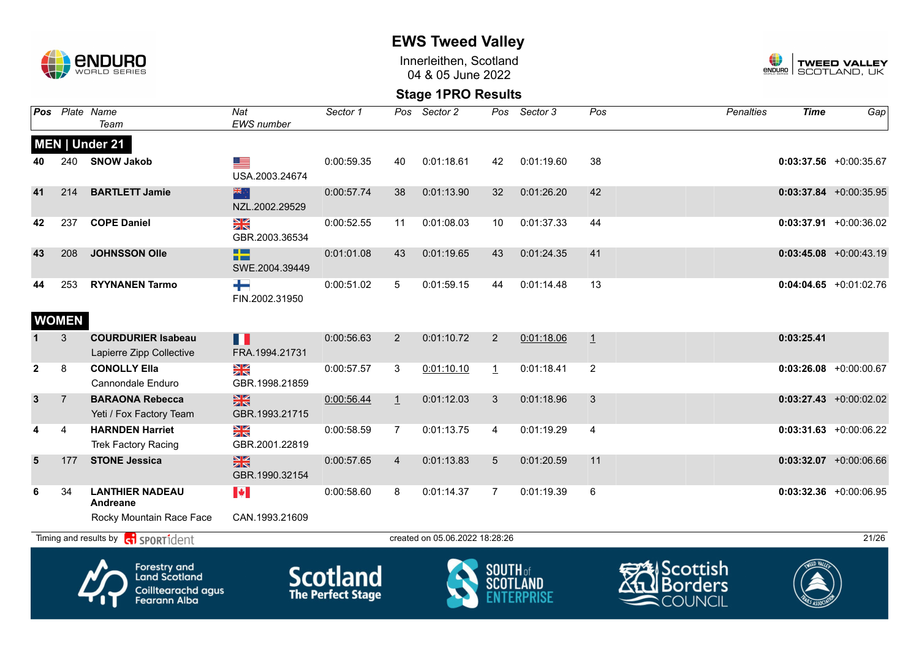# EWS Tweed Valley

Innerleithen, Scotland
04 & 05 June 2022

## Stage 1PRO Results

| Pos | Plate | Name / Team | Nat / EWS number | Sector 1 | Pos | Sector 2 | Pos | Sector 3 | Pos | Penalties | Time | Gap |
|---|---|---|---|---|---|---|---|---|---|---|---|---|
| **MEN \| Under 21** | | | | | | | | | | | | |
| 40 | 240 | **SNOW Jakob** | USA.2003.24674 | 0:00:59.35 | 40 | 0:01:18.61 | 42 | 0:01:19.60 | 38 | | **0:03:37.56** | +0:00:35.67 |
| 41 | 214 | **BARTLETT Jamie** | NZL.2002.29529 | 0:00:57.74 | 38 | 0:01:13.90 | 32 | 0:01:26.20 | 42 | | **0:03:37.84** | +0:00:35.95 |
| 42 | 237 | **COPE Daniel** | GBR.2003.36534 | 0:00:52.55 | 11 | 0:01:08.03 | 10 | 0:01:37.33 | 44 | | **0:03:37.91** | +0:00:36.02 |
| 43 | 208 | **JOHNSSON Olle** | SWE.2004.39449 | 0:01:01.08 | 43 | 0:01:19.65 | 43 | 0:01:24.35 | 41 | | **0:03:45.08** | +0:00:43.19 |
| 44 | 253 | **RYYNANEN Tarmo** | FIN.2002.31950 | 0:00:51.02 | 5 | 0:01:59.15 | 44 | 0:01:14.48 | 13 | | **0:04:04.65** | +0:01:02.76 |
| **WOMEN** | | | | | | | | | | | | |
| 1 | 3 | **COURDURIER Isabeau** Lapierre Zipp Collective | FRA.1994.21731 | 0:00:56.63 | 2 | 0:01:10.72 | 2 | 0:01:18.06 | 1 | | **0:03:25.41** | |
| 2 | 8 | **CONOLLY Ella** Cannondale Enduro | GBR.1998.21859 | 0:00:57.57 | 3 | 0:01:10.10 | 1 | 0:01:18.41 | 2 | | **0:03:26.08** | +0:00:00.67 |
| 3 | 7 | **BARAONA Rebecca** Yeti / Fox Factory Team | GBR.1993.21715 | 0:00:56.44 | 1 | 0:01:12.03 | 3 | 0:01:18.96 | 3 | | **0:03:27.43** | +0:00:02.02 |
| 4 | 4 | **HARNDEN Harriet** Trek Factory Racing | GBR.2001.22819 | 0:00:58.59 | 7 | 0:01:13.75 | 4 | 0:01:19.29 | 4 | | **0:03:31.63** | +0:00:06.22 |
| 5 | 177 | **STONE Jessica** | GBR.1990.32154 | 0:00:57.65 | 4 | 0:01:13.83 | 5 | 0:01:20.59 | 11 | | **0:03:32.07** | +0:00:06.66 |
| 6 | 34 | **LANTHIER NADEAU Andreane** Rocky Mountain Race Face | CAN.1993.21609 | 0:00:58.60 | 8 | 0:01:14.37 | 7 | 0:01:19.39 | 6 | | **0:03:32.36** | +0:00:06.95 |

Timing and results by SPORTident — created on 05.06.2022 18:28:26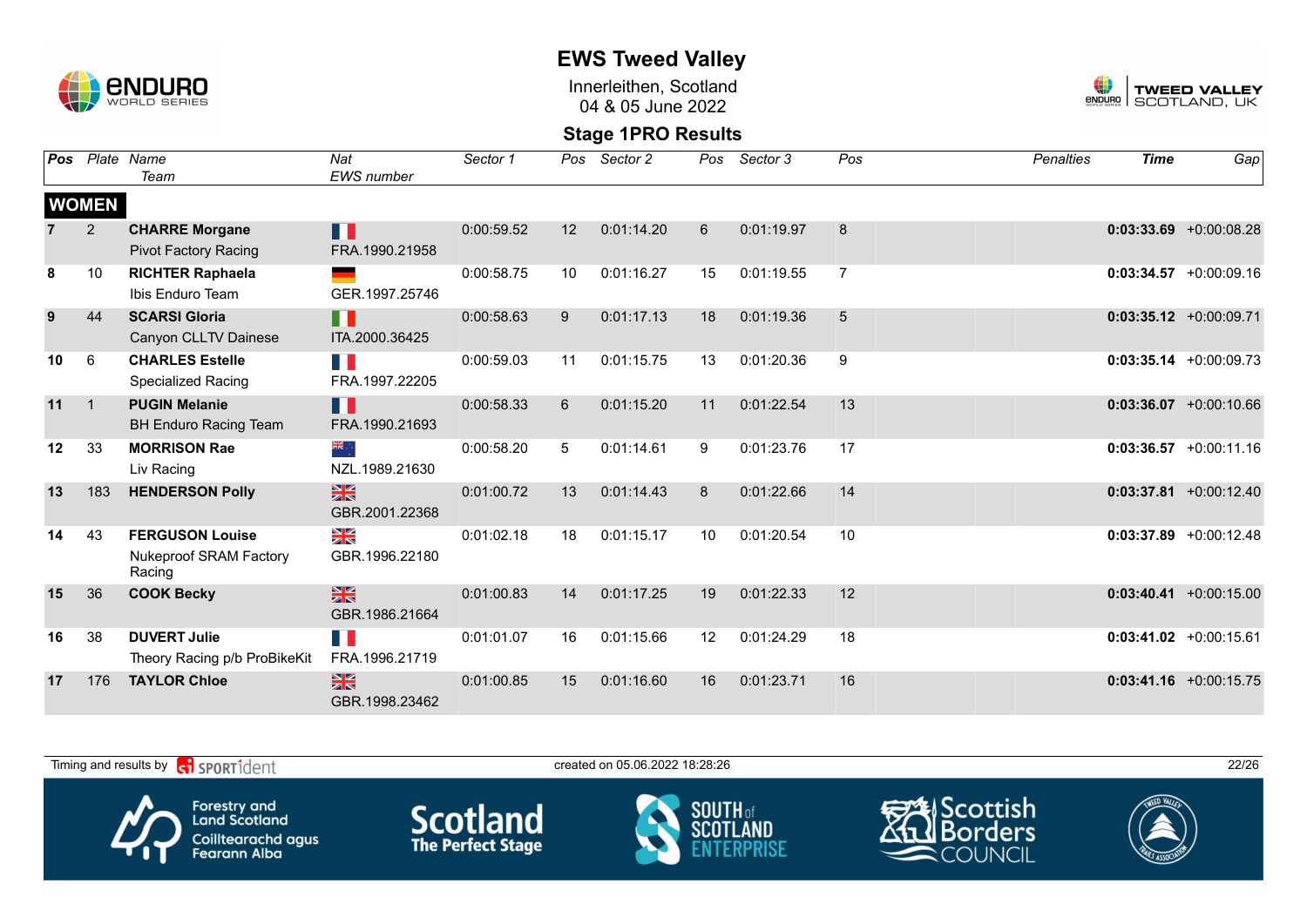# EWS Tweed Valley

Innerleithen, Scotland
04 & 05 June 2022

## Stage 1PRO Results

| Pos | Plate | Name / Team | Nat / EWS number | Sector 1 | Pos | Sector 2 | Pos | Sector 3 | Pos | Penalties | Time | Gap |
|---|---|---|---|---|---|---|---|---|---|---|---|---|
| **WOMEN** | | | | | | | | | | | | |
| 7 | 2 | **CHARRE Morgane** Pivot Factory Racing | FRA.1990.21958 | 0:00:59.52 | 12 | 0:01:14.20 | 6 | 0:01:19.97 | 8 | | **0:03:33.69** | +0:00:08.28 |
| 8 | 10 | **RICHTER Raphaela** Ibis Enduro Team | GER.1997.25746 | 0:00:58.75 | 10 | 0:01:16.27 | 15 | 0:01:19.55 | 7 | | **0:03:34.57** | +0:00:09.16 |
| 9 | 44 | **SCARSI Gloria** Canyon CLLTV Dainese | ITA.2000.36425 | 0:00:58.63 | 9 | 0:01:17.13 | 18 | 0:01:19.36 | 5 | | **0:03:35.12** | +0:00:09.71 |
| 10 | 6 | **CHARLES Estelle** Specialized Racing | FRA.1997.22205 | 0:00:59.03 | 11 | 0:01:15.75 | 13 | 0:01:20.36 | 9 | | **0:03:35.14** | +0:00:09.73 |
| 11 | 1 | **PUGIN Melanie** BH Enduro Racing Team | FRA.1990.21693 | 0:00:58.33 | 6 | 0:01:15.20 | 11 | 0:01:22.54 | 13 | | **0:03:36.07** | +0:00:10.66 |
| 12 | 33 | **MORRISON Rae** Liv Racing | NZL.1989.21630 | 0:00:58.20 | 5 | 0:01:14.61 | 9 | 0:01:23.76 | 17 | | **0:03:36.57** | +0:00:11.16 |
| 13 | 183 | **HENDERSON Polly** | GBR.2001.22368 | 0:01:00.72 | 13 | 0:01:14.43 | 8 | 0:01:22.66 | 14 | | **0:03:37.81** | +0:00:12.40 |
| 14 | 43 | **FERGUSON Louise** Nukeproof SRAM Factory Racing | GBR.1996.22180 | 0:01:02.18 | 18 | 0:01:15.17 | 10 | 0:01:20.54 | 10 | | **0:03:37.89** | +0:00:12.48 |
| 15 | 36 | **COOK Becky** | GBR.1986.21664 | 0:01:00.83 | 14 | 0:01:17.25 | 19 | 0:01:22.33 | 12 | | **0:03:40.41** | +0:00:15.00 |
| 16 | 38 | **DUVERT Julie** Theory Racing p/b ProBikeKit | FRA.1996.21719 | 0:01:01.07 | 16 | 0:01:15.66 | 12 | 0:01:24.29 | 18 | | **0:03:41.02** | +0:00:15.61 |
| 17 | 176 | **TAYLOR Chloe** | GBR.1998.23462 | 0:01:00.85 | 15 | 0:01:16.60 | 16 | 0:01:23.71 | 16 | | **0:03:41.16** | +0:00:15.75 |

Timing and results by SPORTident — created on 05.06.2022 18:28:26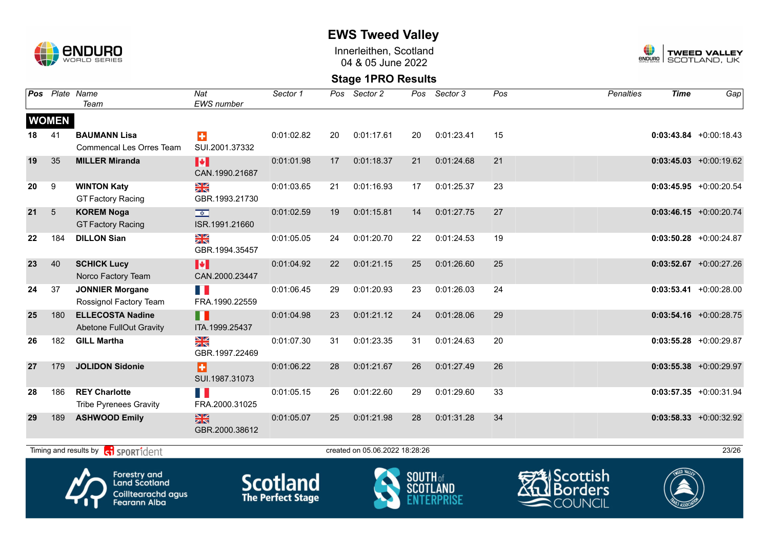# EWS Tweed Valley

Innerleithen, Scotland
04 & 05 June 2022

## Stage 1PRO Results

| Pos | Plate | Name / Team | Nat / EWS number | Sector 1 | Pos | Sector 2 | Pos | Sector 3 | Pos | Penalties | Time | Gap |
|---|---|---|---|---|---|---|---|---|---|---|---|---|
| **WOMEN** | | | | | | | | | | | | |
| 18 | 41 | **BAUMANN Lisa** / Commencal Les Orres Team | SUI.2001.37332 | 0:01:02.82 | 20 | 0:01:17.61 | 20 | 0:01:23.41 | 15 | | **0:03:43.84** | +0:00:18.43 |
| 19 | 35 | **MILLER Miranda** | CAN.1990.21687 | 0:01:01.98 | 17 | 0:01:18.37 | 21 | 0:01:24.68 | 21 | | **0:03:45.03** | +0:00:19.62 |
| 20 | 9 | **WINTON Katy** / GT Factory Racing | GBR.1993.21730 | 0:01:03.65 | 21 | 0:01:16.93 | 17 | 0:01:25.37 | 23 | | **0:03:45.95** | +0:00:20.54 |
| 21 | 5 | **KOREM Noga** / GT Factory Racing | ISR.1991.21660 | 0:01:02.59 | 19 | 0:01:15.81 | 14 | 0:01:27.75 | 27 | | **0:03:46.15** | +0:00:20.74 |
| 22 | 184 | **DILLON Sian** | GBR.1994.35457 | 0:01:05.05 | 24 | 0:01:20.70 | 22 | 0:01:24.53 | 19 | | **0:03:50.28** | +0:00:24.87 |
| 23 | 40 | **SCHICK Lucy** / Norco Factory Team | CAN.2000.23447 | 0:01:04.92 | 22 | 0:01:21.15 | 25 | 0:01:26.60 | 25 | | **0:03:52.67** | +0:00:27.26 |
| 24 | 37 | **JONNIER Morgane** / Rossignol Factory Team | FRA.1990.22559 | 0:01:06.45 | 29 | 0:01:20.93 | 23 | 0:01:26.03 | 24 | | **0:03:53.41** | +0:00:28.00 |
| 25 | 180 | **ELLECOSTA Nadine** / Abetone FullOut Gravity | ITA.1999.25437 | 0:01:04.98 | 23 | 0:01:21.12 | 24 | 0:01:28.06 | 29 | | **0:03:54.16** | +0:00:28.75 |
| 26 | 182 | **GILL Martha** | GBR.1997.22469 | 0:01:07.30 | 31 | 0:01:23.35 | 31 | 0:01:24.63 | 20 | | **0:03:55.28** | +0:00:29.87 |
| 27 | 179 | **JOLIDON Sidonie** | SUI.1987.31073 | 0:01:06.22 | 28 | 0:01:21.67 | 26 | 0:01:27.49 | 26 | | **0:03:55.38** | +0:00:29.97 |
| 28 | 186 | **REY Charlotte** / Tribe Pyrenees Gravity | FRA.2000.31025 | 0:01:05.15 | 26 | 0:01:22.60 | 29 | 0:01:29.60 | 33 | | **0:03:57.35** | +0:00:31.94 |
| 29 | 189 | **ASHWOOD Emily** | GBR.2000.38612 | 0:01:05.07 | 25 | 0:01:21.98 | 28 | 0:01:31.28 | 34 | | **0:03:58.33** | +0:00:32.92 |

Timing and results by SPORTident — created on 05.06.2022 18:28:26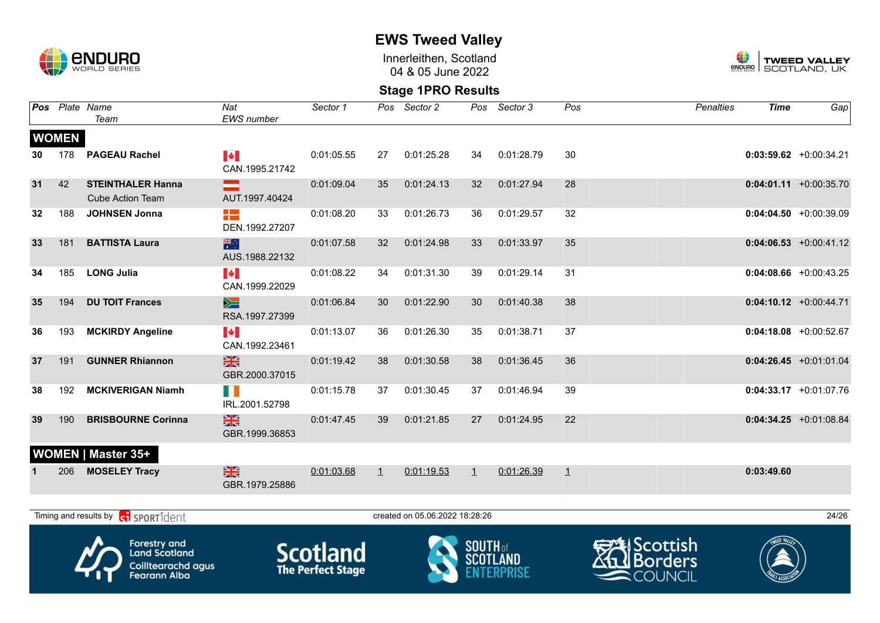# EWS Tweed Valley

Innerleithen, Scotland
04 & 05 June 2022

## Stage 1PRO Results

| Pos | Plate | Name / Team | Nat / EWS number | Sector 1 | Pos | Sector 2 | Pos | Sector 3 | Pos | Penalties | Time | Gap |
|---|---|---|---|---|---|---|---|---|---|---|---|---|
| **WOMEN** | | | | | | | | | | | | |
| 30 | 178 | **PAGEAU Rachel** | CAN.1995.21742 | 0:01:05.55 | 27 | 0:01:25.28 | 34 | 0:01:28.79 | 30 | | **0:03:59.62** | +0:00:34.21 |
| 31 | 42 | **STEINTHALER Hanna** Cube Action Team | AUT.1997.40424 | 0:01:09.04 | 35 | 0:01:24.13 | 32 | 0:01:27.94 | 28 | | **0:04:01.11** | +0:00:35.70 |
| 32 | 188 | **JOHNSEN Jonna** | DEN.1992.27207 | 0:01:08.20 | 33 | 0:01:26.73 | 36 | 0:01:29.57 | 32 | | **0:04:04.50** | +0:00:39.09 |
| 33 | 181 | **BATTISTA Laura** | AUS.1988.22132 | 0:01:07.58 | 32 | 0:01:24.98 | 33 | 0:01:33.97 | 35 | | **0:04:06.53** | +0:00:41.12 |
| 34 | 185 | **LONG Julia** | CAN.1999.22029 | 0:01:08.22 | 34 | 0:01:31.30 | 39 | 0:01:29.14 | 31 | | **0:04:08.66** | +0:00:43.25 |
| 35 | 194 | **DU TOIT Frances** | RSA.1997.27399 | 0:01:06.84 | 30 | 0:01:22.90 | 30 | 0:01:40.38 | 38 | | **0:04:10.12** | +0:00:44.71 |
| 36 | 193 | **MCKIRDY Angeline** | CAN.1992.23461 | 0:01:13.07 | 36 | 0:01:26.30 | 35 | 0:01:38.71 | 37 | | **0:04:18.08** | +0:00:52.67 |
| 37 | 191 | **GUNNER Rhiannon** | GBR.2000.37015 | 0:01:19.42 | 38 | 0:01:30.58 | 38 | 0:01:36.45 | 36 | | **0:04:26.45** | +0:01:01.04 |
| 38 | 192 | **MCKIVERIGAN Niamh** | IRL.2001.52798 | 0:01:15.78 | 37 | 0:01:30.45 | 37 | 0:01:46.94 | 39 | | **0:04:33.17** | +0:01:07.76 |
| 39 | 190 | **BRISBOURNE Corinna** | GBR.1999.36853 | 0:01:47.45 | 39 | 0:01:21.85 | 27 | 0:01:24.95 | 22 | | **0:04:34.25** | +0:01:08.84 |
| **WOMEN \| Master 35+** | | | | | | | | | | | | |
| 1 | 206 | **MOSELEY Tracy** | GBR.1979.25886 | 0:01:03.68 | 1 | 0:01:19.53 | 1 | 0:01:26.39 | 1 | | **0:03:49.60** | |

Timing and results by SPORTident — created on 05.06.2022 18:28:26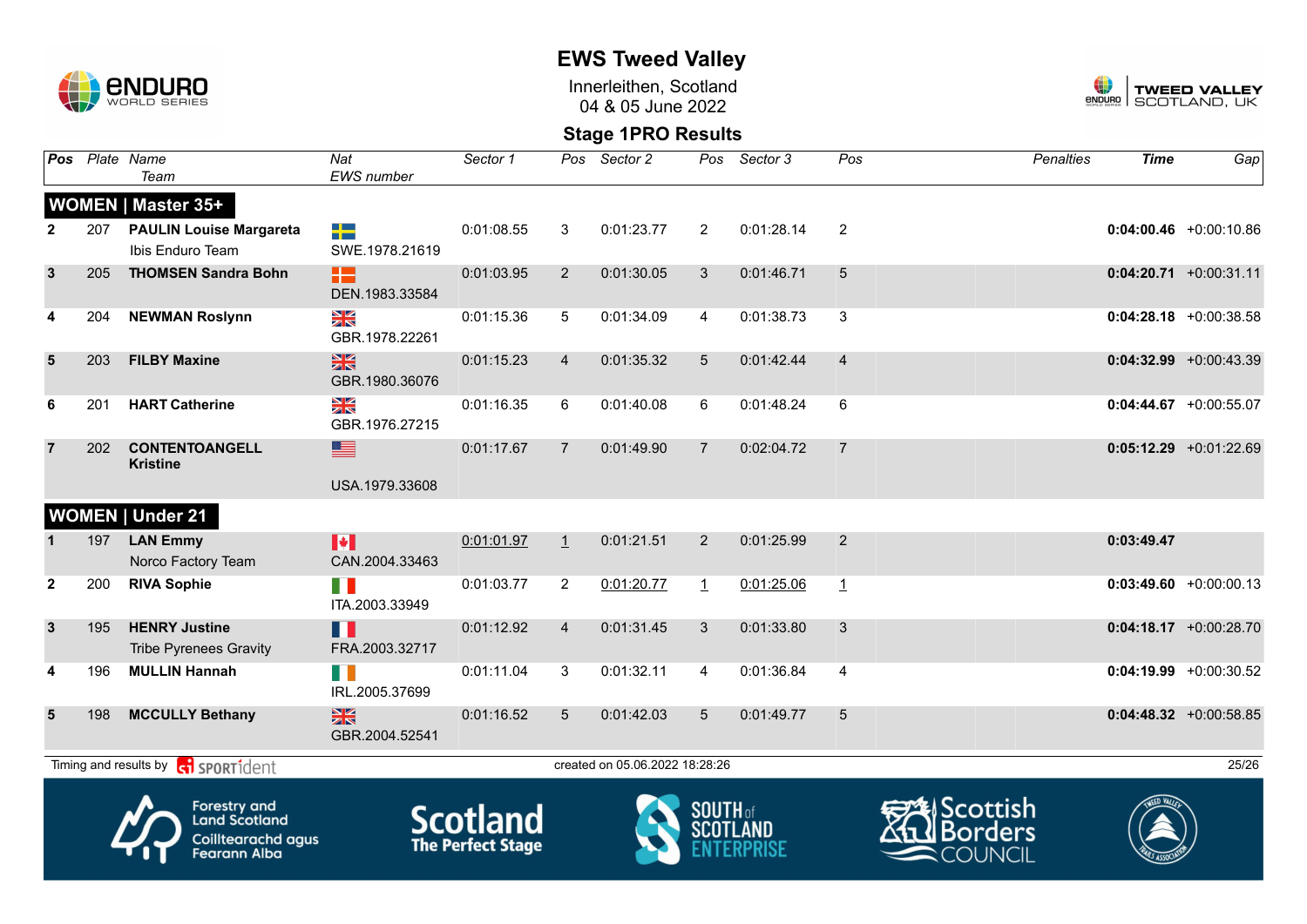# EWS Tweed Valley

Innerleithen, Scotland
04 & 05 June 2022

## Stage 1PRO Results

| Pos | Plate | Name / Team | Nat / EWS number | Sector 1 | Pos | Sector 2 | Pos | Sector 3 | Pos | Penalties | Time | Gap |
|---|---|---|---|---|---|---|---|---|---|---|---|---|
| **WOMEN \| Master 35+** | | | | | | | | | | | | |
| 2 | 207 | **PAULIN Louise Margareta** Ibis Enduro Team | SWE.1978.21619 | 0:01:08.55 | 3 | 0:01:23.77 | 2 | 0:01:28.14 | 2 | | **0:04:00.46** | +0:00:10.86 |
| 3 | 205 | **THOMSEN Sandra Bohn** | DEN.1983.33584 | 0:01:03.95 | 2 | 0:01:30.05 | 3 | 0:01:46.71 | 5 | | **0:04:20.71** | +0:00:31.11 |
| 4 | 204 | **NEWMAN Roslynn** | GBR.1978.22261 | 0:01:15.36 | 5 | 0:01:34.09 | 4 | 0:01:38.73 | 3 | | **0:04:28.18** | +0:00:38.58 |
| 5 | 203 | **FILBY Maxine** | GBR.1980.36076 | 0:01:15.23 | 4 | 0:01:35.32 | 5 | 0:01:42.44 | 4 | | **0:04:32.99** | +0:00:43.39 |
| 6 | 201 | **HART Catherine** | GBR.1976.27215 | 0:01:16.35 | 6 | 0:01:40.08 | 6 | 0:01:48.24 | 6 | | **0:04:44.67** | +0:00:55.07 |
| 7 | 202 | **CONTENTOANGELL Kristine** | USA.1979.33608 | 0:01:17.67 | 7 | 0:01:49.90 | 7 | 0:02:04.72 | 7 | | **0:05:12.29** | +0:01:22.69 |
| **WOMEN \| Under 21** | | | | | | | | | | | | |
| 1 | 197 | **LAN Emmy** Norco Factory Team | CAN.2004.33463 | 0:01:01.97 | 1 | 0:01:21.51 | 2 | 0:01:25.99 | 2 | | **0:03:49.47** | |
| 2 | 200 | **RIVA Sophie** | ITA.2003.33949 | 0:01:03.77 | 2 | 0:01:20.77 | 1 | 0:01:25.06 | 1 | | **0:03:49.60** | +0:00:00.13 |
| 3 | 195 | **HENRY Justine** Tribe Pyrenees Gravity | FRA.2003.32717 | 0:01:12.92 | 4 | 0:01:31.45 | 3 | 0:01:33.80 | 3 | | **0:04:18.17** | +0:00:28.70 |
| 4 | 196 | **MULLIN Hannah** | IRL.2005.37699 | 0:01:11.04 | 3 | 0:01:32.11 | 4 | 0:01:36.84 | 4 | | **0:04:19.99** | +0:00:30.52 |
| 5 | 198 | **MCCULLY Bethany** | GBR.2004.52541 | 0:01:16.52 | 5 | 0:01:42.03 | 5 | 0:01:49.77 | 5 | | **0:04:48.32** | +0:00:58.85 |

Timing and results by SPORTident

created on 05.06.2022 18:28:26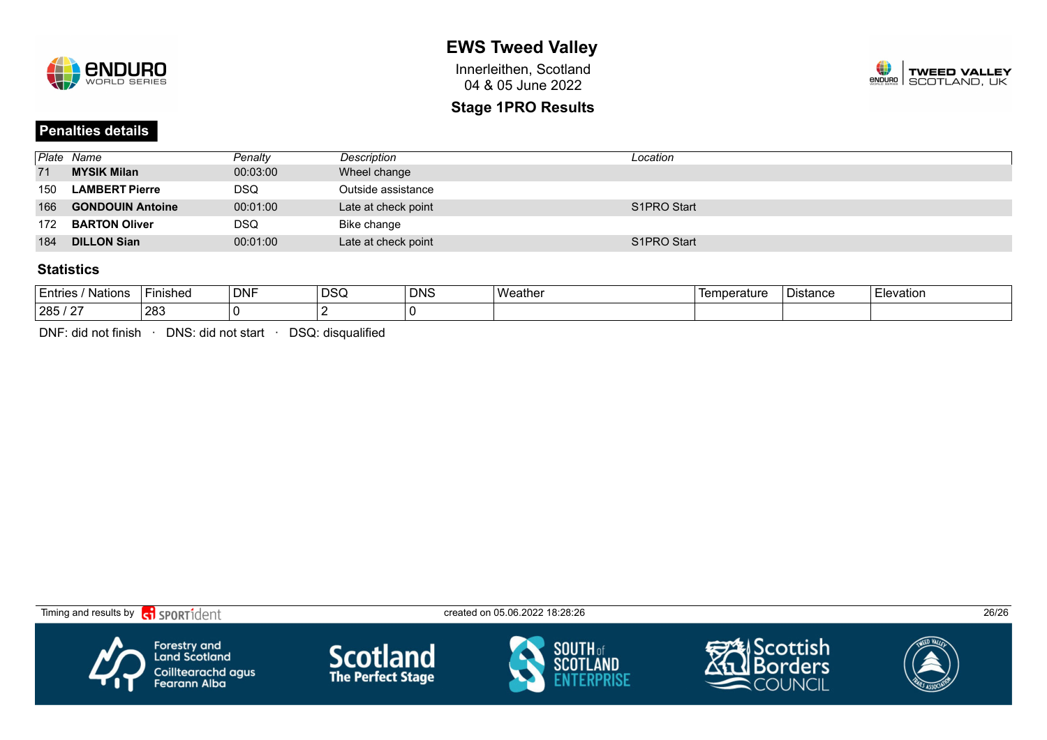# EWS Tweed Valley

Innerleithen, Scotland
04 & 05 June 2022

## Stage 1PRO Results

### Penalties details

| Plate | Name | Penalty | Description | Location |
|---|---|---|---|---|
| 71 | **MYSIK Milan** | 00:03:00 | Wheel change | |
| 150 | **LAMBERT Pierre** | DSQ | Outside assistance | |
| 166 | **GONDOUIN Antoine** | 00:01:00 | Late at check point | S1PRO Start |
| 172 | **BARTON Oliver** | DSQ | Bike change | |
| 184 | **DILLON Sian** | 00:01:00 | Late at check point | S1PRO Start |

### Statistics

| Entries / Nations | Finished | DNF | DSQ | DNS | Weather | Temperature | Distance | Elevation |
|---|---|---|---|---|---|---|---|---|
| 285 / 27 | 283 | 0 | 2 | 0 | | | | |

DNF: did not finish · DNS: did not start · DSQ: disqualified

Timing and results by SPORTident

created on 05.06.2022 18:28:26